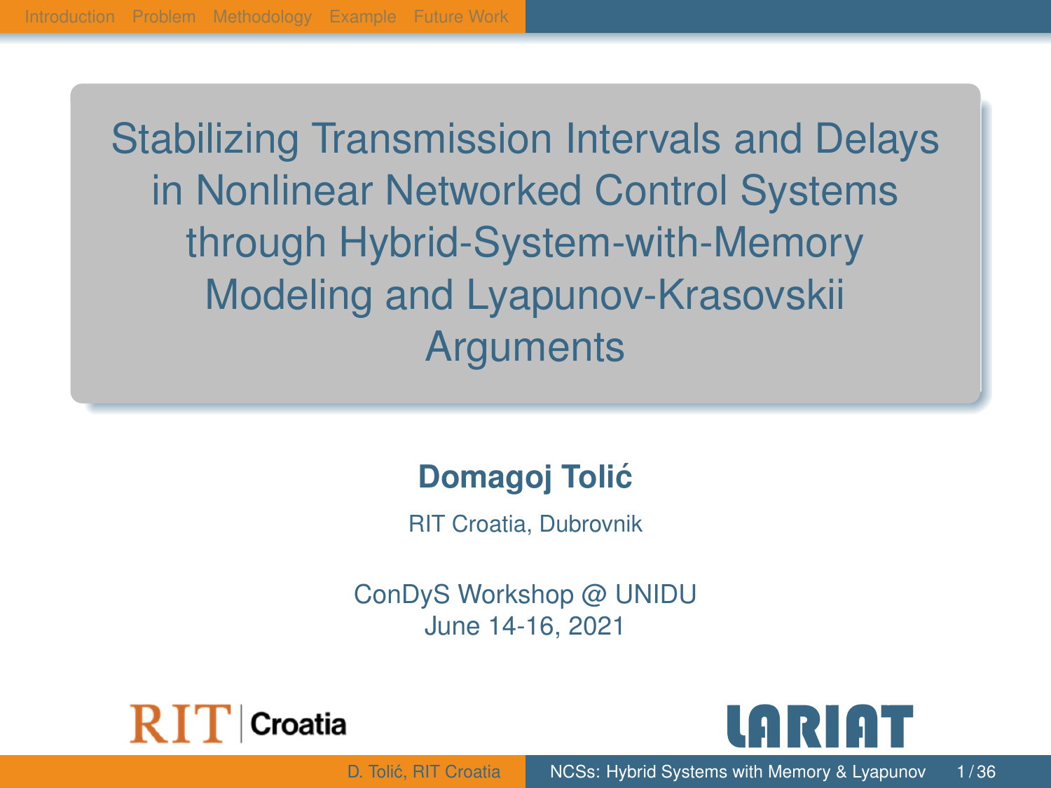# Stabilizing Transmission Intervals and Delays in Nonlinear Networked Control Systems through Hybrid-System-with-Memory Modeling and Lyapunov-Krasovskii Arguments

**Domagoj Tolić**

RIT Croatia, Dubrovnik

ConDyS Workshop @ UNIDU
June 14-16, 2021

RIT | Croatia

LARIAT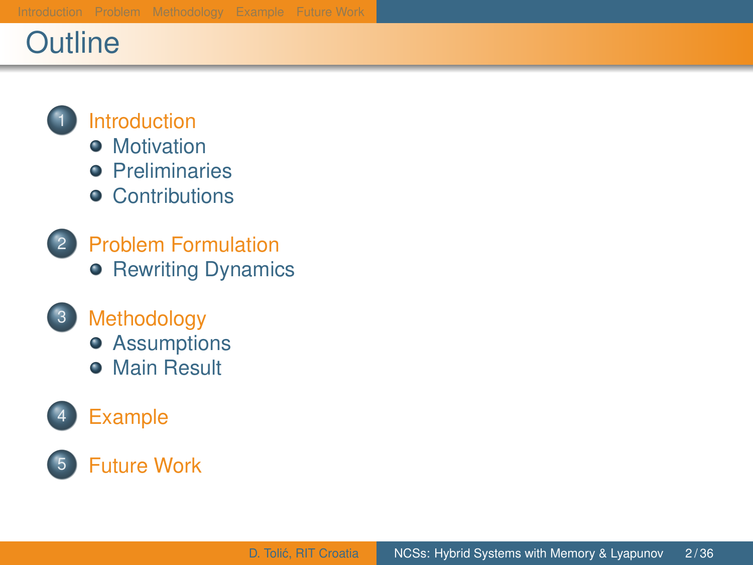# Outline

1. Introduction
   - Motivation
   - Preliminaries
   - Contributions
2. Problem Formulation
   - Rewriting Dynamics
3. Methodology
   - Assumptions
   - Main Result
4. Example
5. Future Work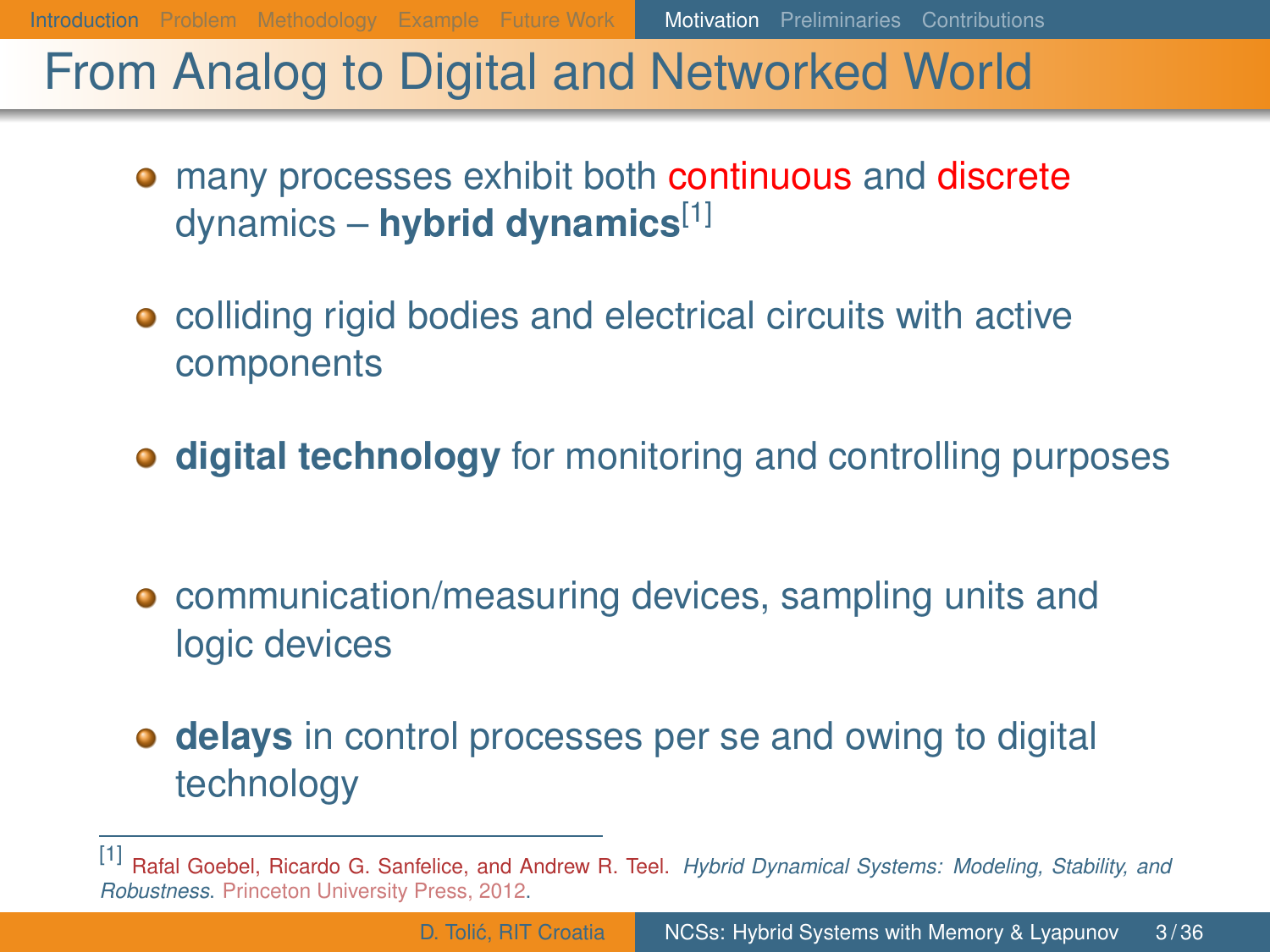# From Analog to Digital and Networked World

- many processes exhibit both continuous and discrete dynamics – **hybrid dynamics**[1]
- colliding rigid bodies and electrical circuits with active components
- **digital technology** for monitoring and controlling purposes
- communication/measuring devices, sampling units and logic devices
- **delays** in control processes per se and owing to digital technology

---

[1] Rafal Goebel, Ricardo G. Sanfelice, and Andrew R. Teel. *Hybrid Dynamical Systems: Modeling, Stability, and Robustness*. Princeton University Press, 2012.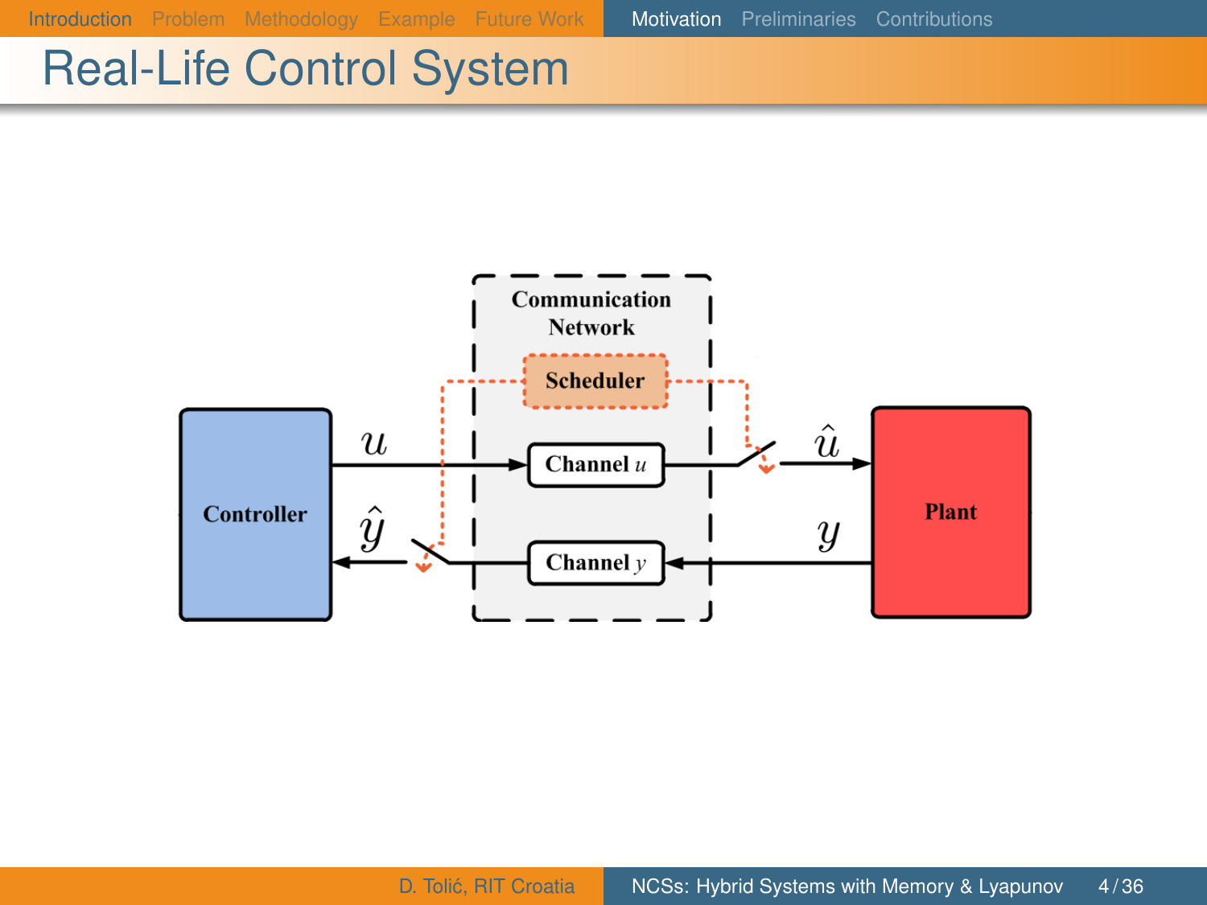# Real-Life Control System

Communication Network

Scheduler

Controller

$u$

Channel $u$

$\hat{u}$

Plant

$\hat{y}$

Channel $y$

$y$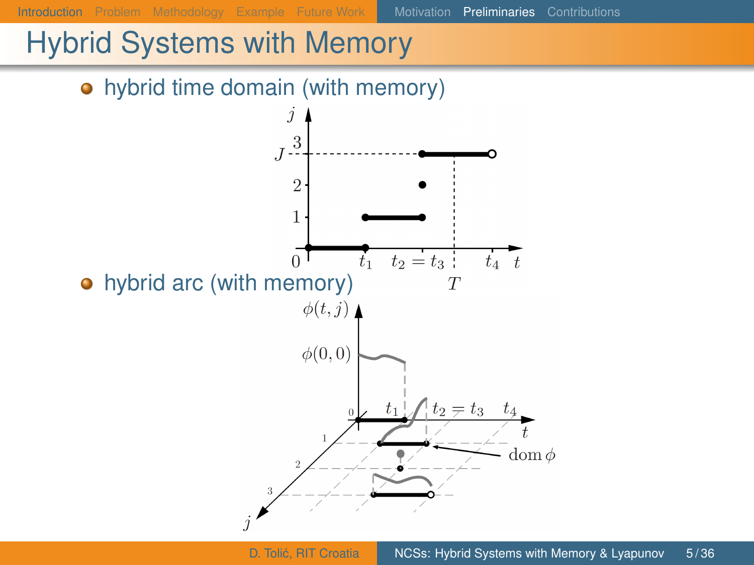# Hybrid Systems with Memory

- hybrid time domain (with memory)

- hybrid arc (with memory)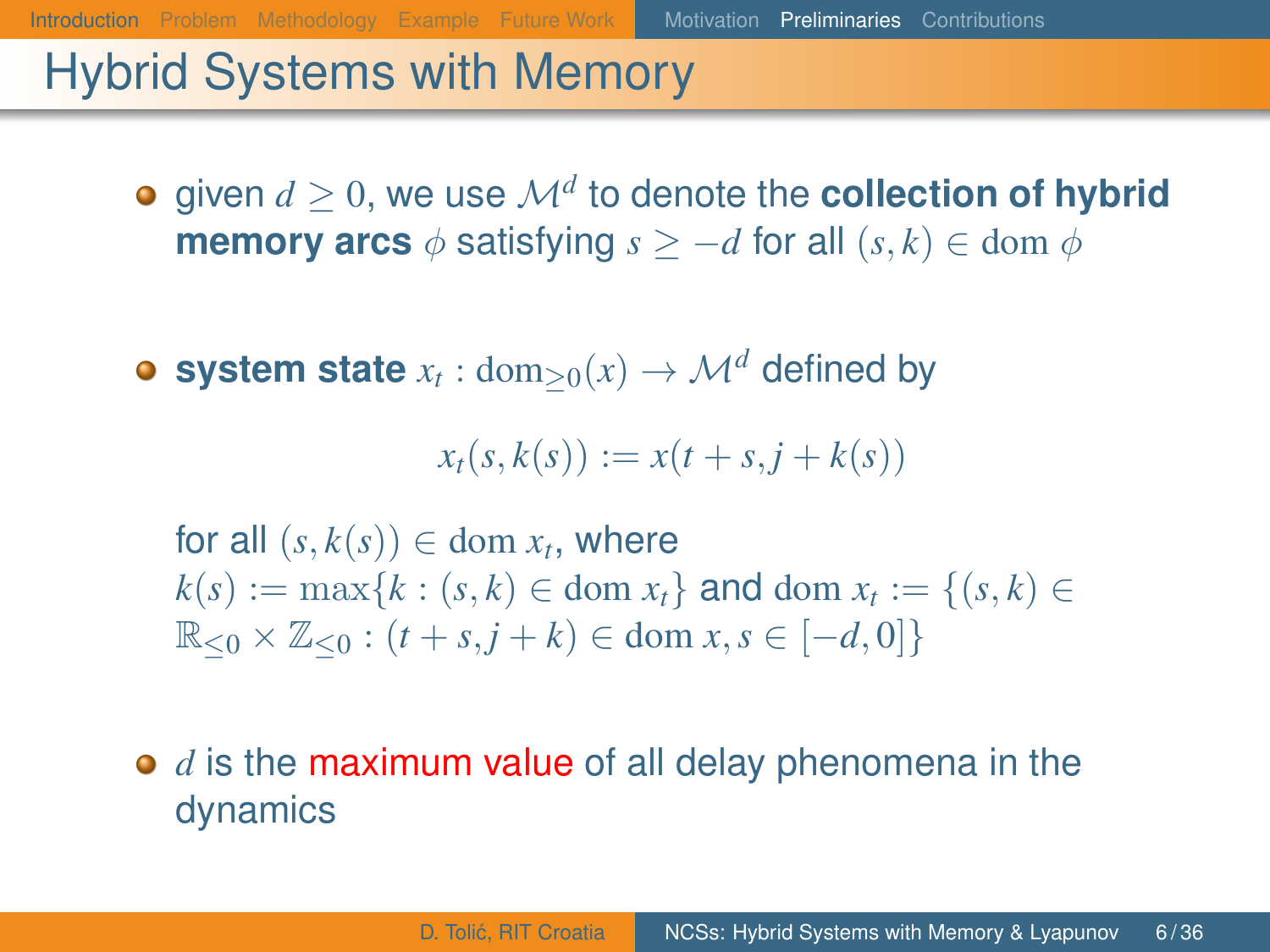# Hybrid Systems with Memory

- given $d \geq 0$, we use $\mathcal{M}^d$ to denote the **collection of hybrid memory arcs** $\phi$ satisfying $s \geq -d$ for all $(s,k) \in \operatorname{dom} \phi$

- **system state** $x_t : \operatorname{dom}_{\geq 0}(x) \to \mathcal{M}^d$ defined by

  $$x_t(s,k(s)) := x(t+s, j+k(s))$$

  for all $(s,k(s)) \in \operatorname{dom} x_t$, where $k(s) := \max\{k : (s,k) \in \operatorname{dom} x_t\}$ and $\operatorname{dom} x_t := \{(s,k) \in \mathbb{R}_{\leq 0} \times \mathbb{Z}_{\leq 0} : (t+s, j+k) \in \operatorname{dom} x, s \in [-d, 0]\}$

- $d$ is the maximum value of all delay phenomena in the dynamics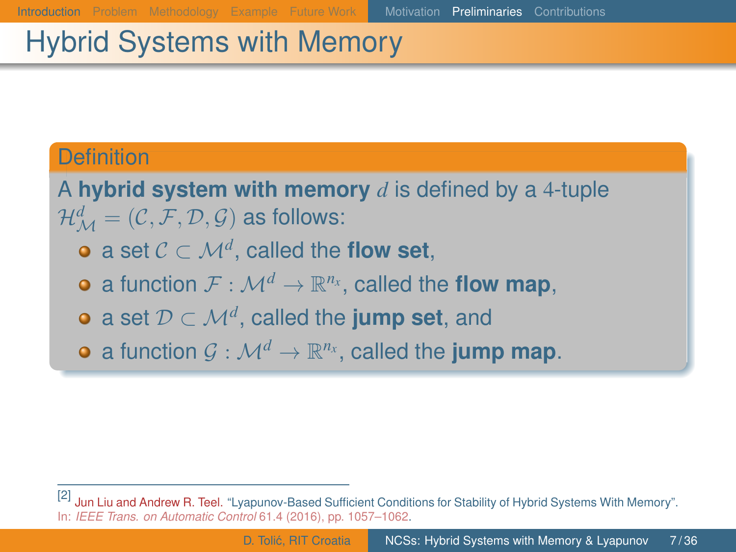# Hybrid Systems with Memory

**Definition**

A **hybrid system with memory** $d$ is defined by a 4-tuple $\mathcal{H}^d_{\mathcal{M}} = (\mathcal{C}, \mathcal{F}, \mathcal{D}, \mathcal{G})$ as follows:

- a set $\mathcal{C} \subset \mathcal{M}^d$, called the **flow set**,
- a function $\mathcal{F} : \mathcal{M}^d \to \mathbb{R}^{n_x}$, called the **flow map**,
- a set $\mathcal{D} \subset \mathcal{M}^d$, called the **jump set**, and
- a function $\mathcal{G} : \mathcal{M}^d \to \mathbb{R}^{n_x}$, called the **jump map**.

---

[2] Jun Liu and Andrew R. Teel. "Lyapunov-Based Sufficient Conditions for Stability of Hybrid Systems With Memory". In: *IEEE Trans. on Automatic Control* 61.4 (2016), pp. 1057–1062.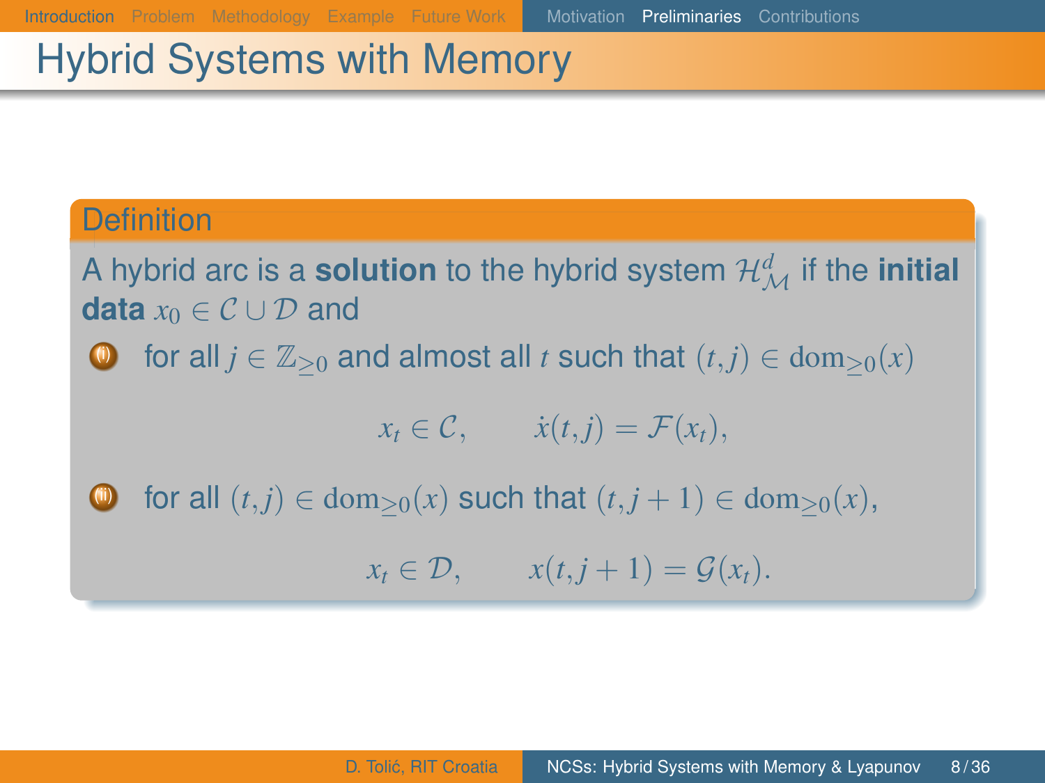# Hybrid Systems with Memory

**Definition**

A hybrid arc is a **solution** to the hybrid system $\mathcal{H}^d_{\mathcal{M}}$ if the **initial data** $x_0 \in \mathcal{C} \cup \mathcal{D}$ and

(i) for all $j \in \mathbb{Z}_{\geq 0}$ and almost all $t$ such that $(t,j) \in \mathrm{dom}_{\geq 0}(x)$

$$x_t \in \mathcal{C}, \qquad \dot{x}(t,j) = \mathcal{F}(x_t),$$

(ii) for all $(t,j) \in \mathrm{dom}_{\geq 0}(x)$ such that $(t,j+1) \in \mathrm{dom}_{\geq 0}(x)$,

$$x_t \in \mathcal{D}, \qquad x(t,j+1) = \mathcal{G}(x_t).$$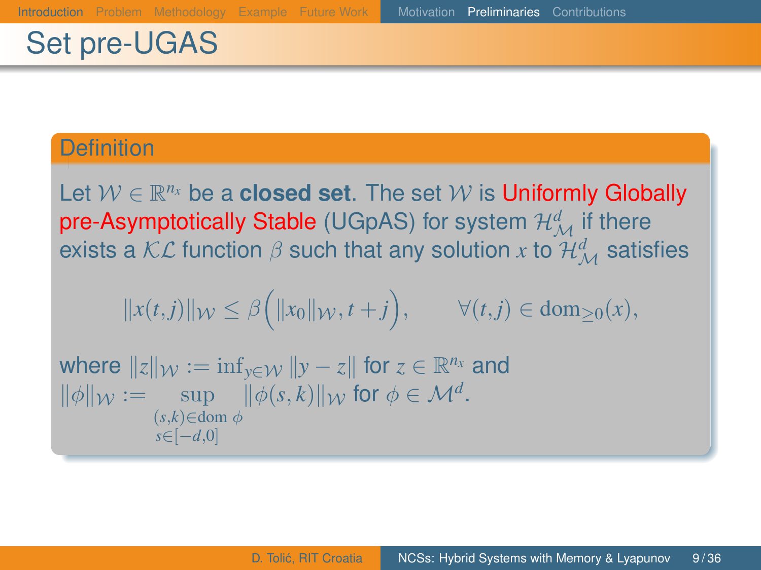# Set pre-UGAS

### Definition

Let $\mathcal{W} \in \mathbb{R}^{n_x}$ be a **closed set**. The set $\mathcal{W}$ is Uniformly Globally pre-Asymptotically Stable (UGpAS) for system $\mathcal{H}^d_{\mathcal{M}}$ if there exists a $\mathcal{KL}$ function $\beta$ such that any solution $x$ to $\mathcal{H}^d_{\mathcal{M}}$ satisfies

$$\|x(t,j)\|_{\mathcal{W}} \leq \beta\Big(\|x_0\|_{\mathcal{W}}, t+j\Big), \qquad \forall (t,j) \in \mathrm{dom}_{\geq 0}(x),$$

where $\|z\|_{\mathcal{W}} := \inf_{y \in \mathcal{W}} \|y - z\|$ for $z \in \mathbb{R}^{n_x}$ and $\|\phi\|_{\mathcal{W}} := \sup_{\substack{(s,k) \in \mathrm{dom}\, \phi \\ s \in [-d,0]}} \|\phi(s,k)\|_{\mathcal{W}}$ for $\phi \in \mathcal{M}^d$.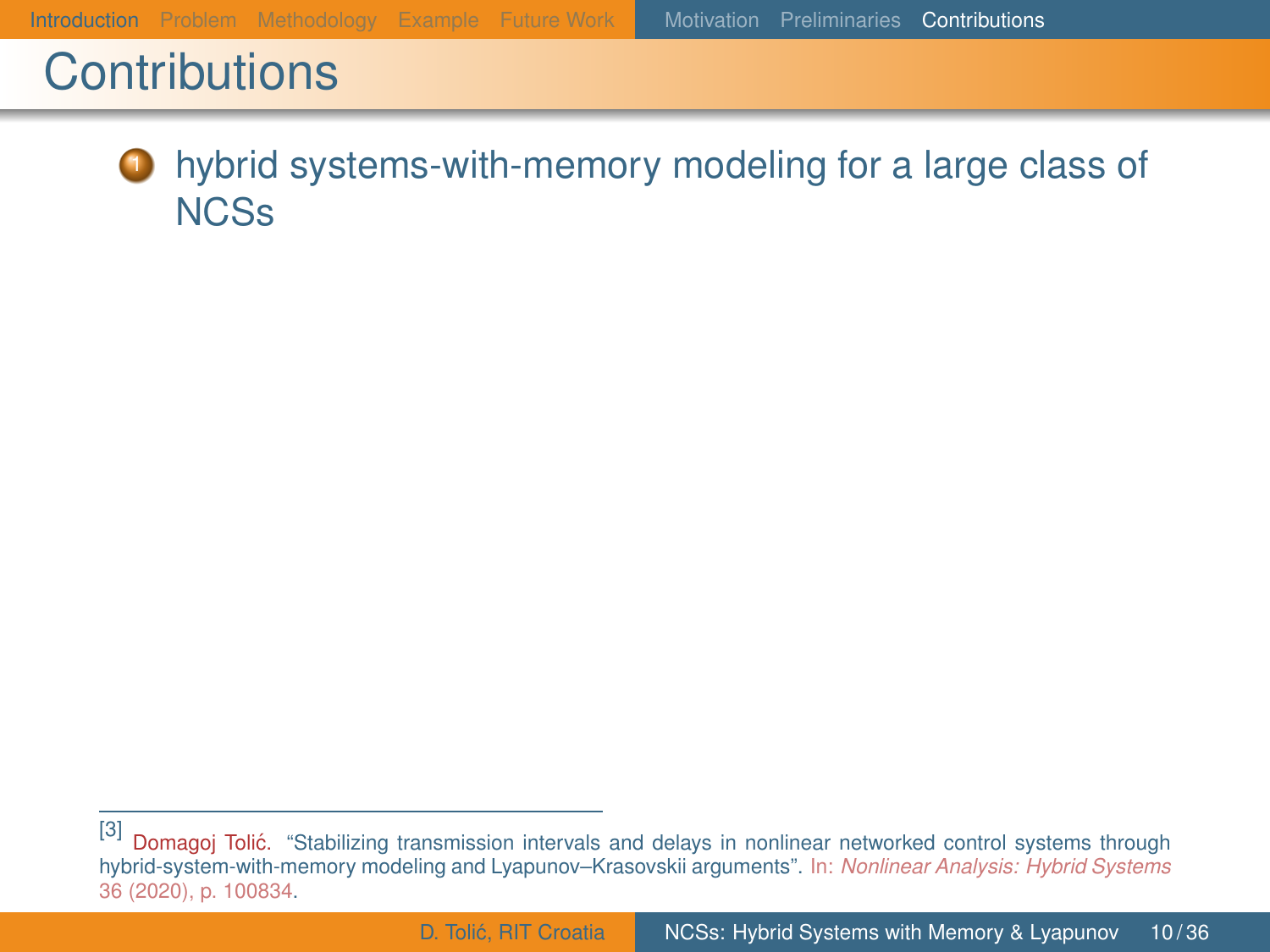# Contributions

1. hybrid systems-with-memory modeling for a large class of NCSs

[3] Domagoj Tolić. "Stabilizing transmission intervals and delays in nonlinear networked control systems through hybrid-system-with-memory modeling and Lyapunov–Krasovskii arguments". In: *Nonlinear Analysis: Hybrid Systems* 36 (2020), p. 100834.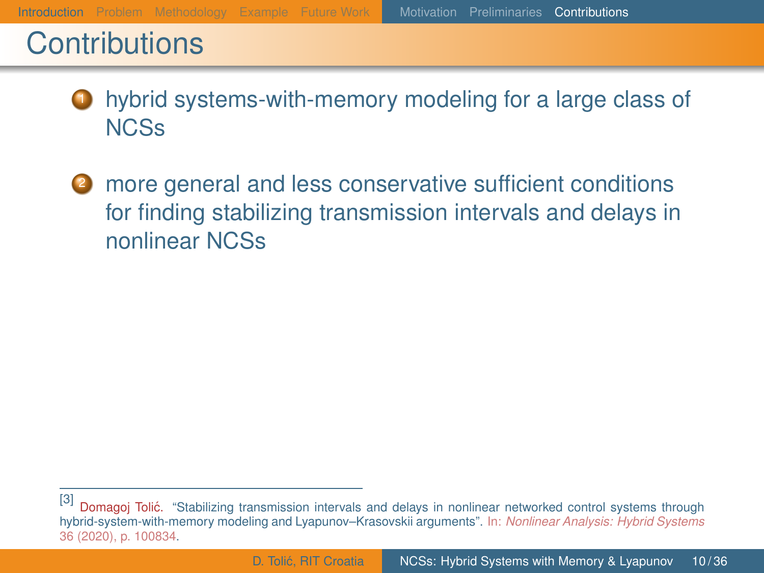# Contributions

1. hybrid systems-with-memory modeling for a large class of NCSs

2. more general and less conservative sufficient conditions for finding stabilizing transmission intervals and delays in nonlinear NCSs

---

[3] Domagoj Tolić. "Stabilizing transmission intervals and delays in nonlinear networked control systems through hybrid-system-with-memory modeling and Lyapunov–Krasovskii arguments". In: *Nonlinear Analysis: Hybrid Systems* 36 (2020), p. 100834.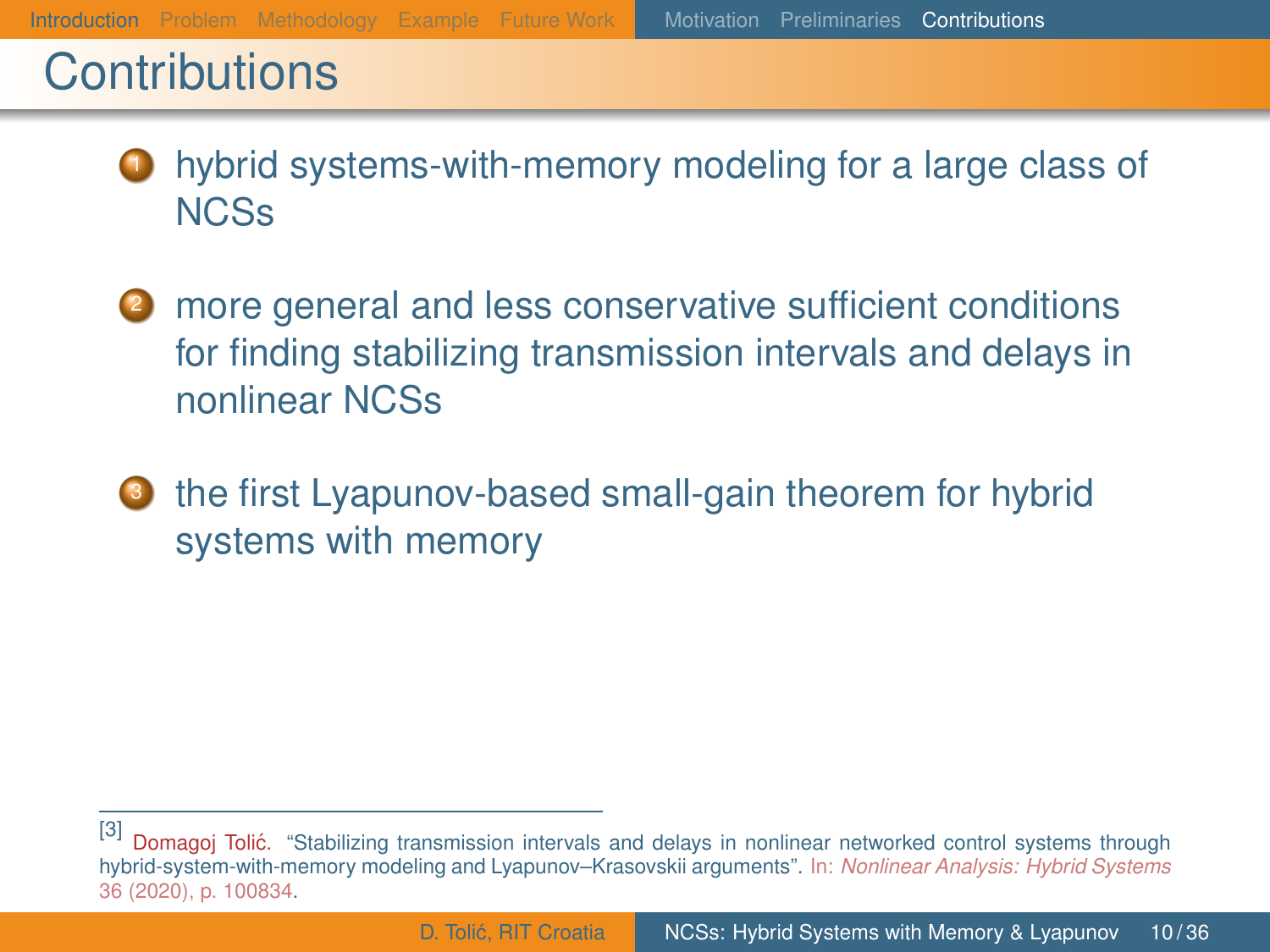# Contributions

1. hybrid systems-with-memory modeling for a large class of NCSs
2. more general and less conservative sufficient conditions for finding stabilizing transmission intervals and delays in nonlinear NCSs
3. the first Lyapunov-based small-gain theorem for hybrid systems with memory

---

[3] Domagoj Tolić. "Stabilizing transmission intervals and delays in nonlinear networked control systems through hybrid-system-with-memory modeling and Lyapunov–Krasovskii arguments". In: *Nonlinear Analysis: Hybrid Systems* 36 (2020), p. 100834.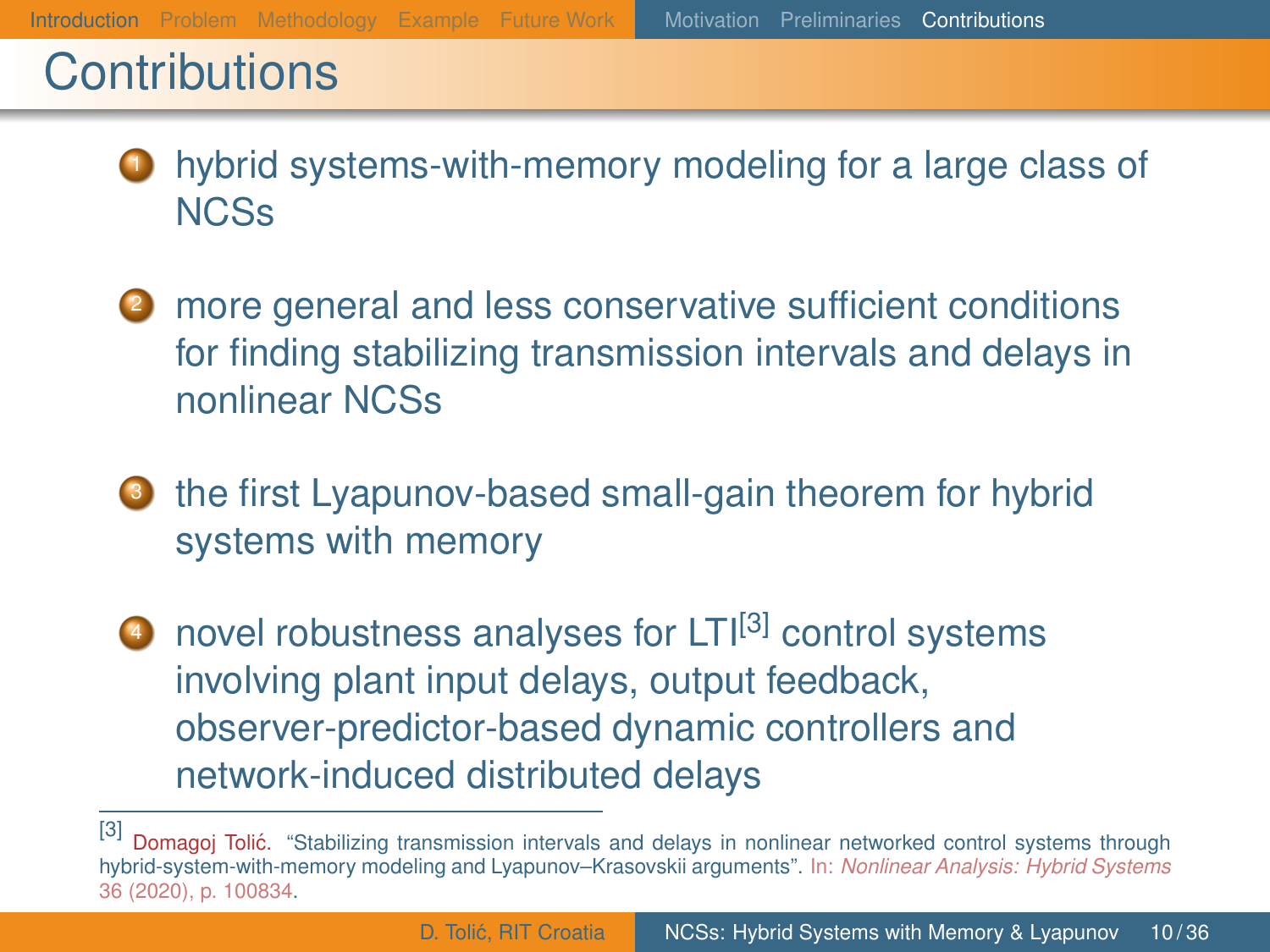# Contributions

1. hybrid systems-with-memory modeling for a large class of NCSs
2. more general and less conservative sufficient conditions for finding stabilizing transmission intervals and delays in nonlinear NCSs
3. the first Lyapunov-based small-gain theorem for hybrid systems with memory
4. novel robustness analyses for LTI[3] control systems involving plant input delays, output feedback, observer-predictor-based dynamic controllers and network-induced distributed delays

[3] Domagoj Tolić. "Stabilizing transmission intervals and delays in nonlinear networked control systems through hybrid-system-with-memory modeling and Lyapunov–Krasovskii arguments". In: *Nonlinear Analysis: Hybrid Systems* 36 (2020), p. 100834.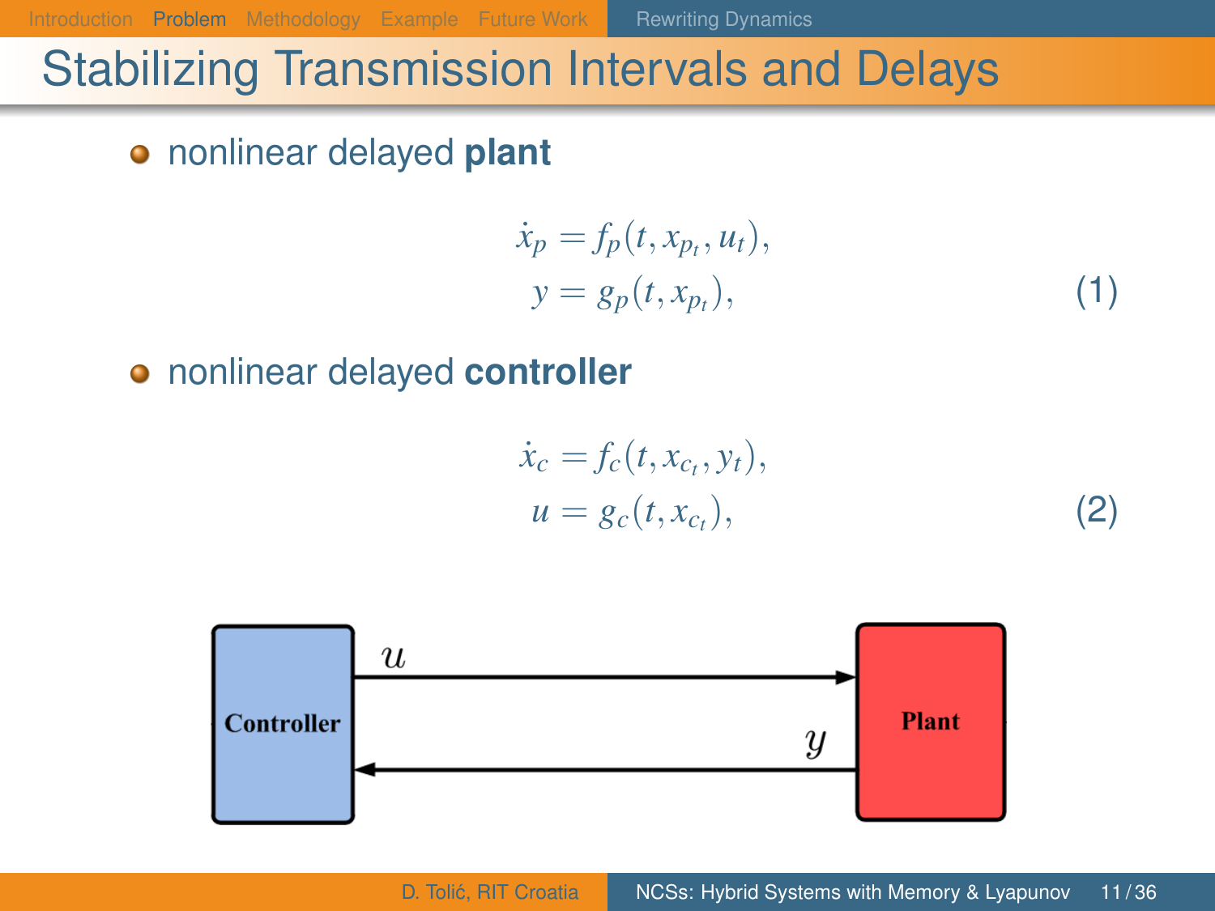# Stabilizing Transmission Intervals and Delays

- nonlinear delayed **plant**

$$
\begin{aligned}
\dot{x}_p &= f_p(t, x_{p_t}, u_t), \\
y &= g_p(t, x_{p_t}),
\end{aligned}
\tag{1}
$$

- nonlinear delayed **controller**

$$
\begin{aligned}
\dot{x}_c &= f_c(t, x_{c_t}, y_t), \\
u &= g_c(t, x_{c_t}),
\end{aligned}
\tag{2}
$$

Controller | $u$ | $y$ | Plant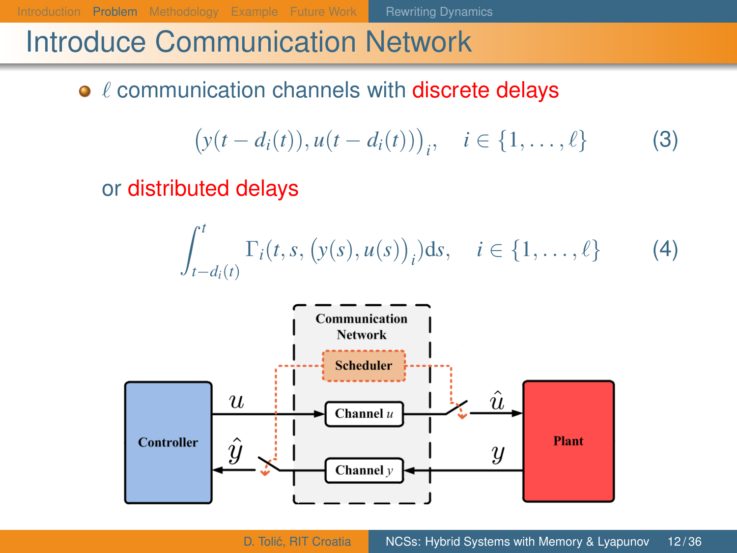# Introduce Communication Network

- $\ell$ communication channels with discrete delays

$$\big(y(t - d_i(t)), u(t - d_i(t))\big)_i, \quad i \in \{1, \ldots, \ell\} \tag{3}$$

or distributed delays

$$\int_{t-d_i(t)}^{t} \Gamma_i(t, s, \big(y(s), u(s)\big)_i)\mathrm{d}s, \quad i \in \{1, \ldots, \ell\} \tag{4}$$

Communication Network

Scheduler

Controller

Channel $u$

Channel $y$

Plant

$u$ $\hat{u}$ $\hat{y}$ $y$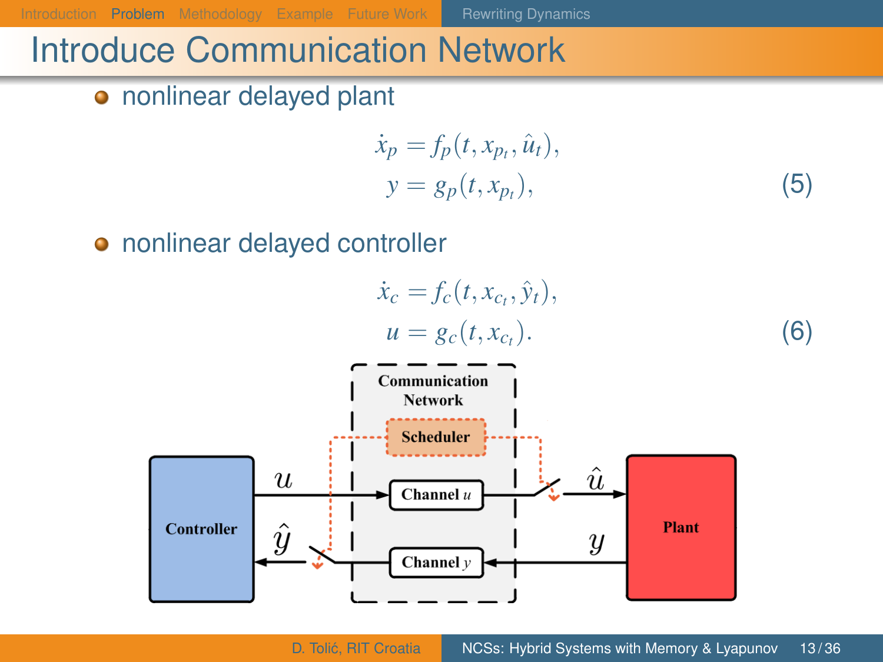# Introduce Communication Network

- nonlinear delayed plant

$$
\begin{aligned}
\dot{x}_p &= f_p(t, x_{p_t}, \hat{u}_t), \\
y &= g_p(t, x_{p_t}),
\end{aligned} \tag{5}
$$

- nonlinear delayed controller

$$
\begin{aligned}
\dot{x}_c &= f_c(t, x_{c_t}, \hat{y}_t), \\
u &= g_c(t, x_{c_t}).
\end{aligned} \tag{6}
$$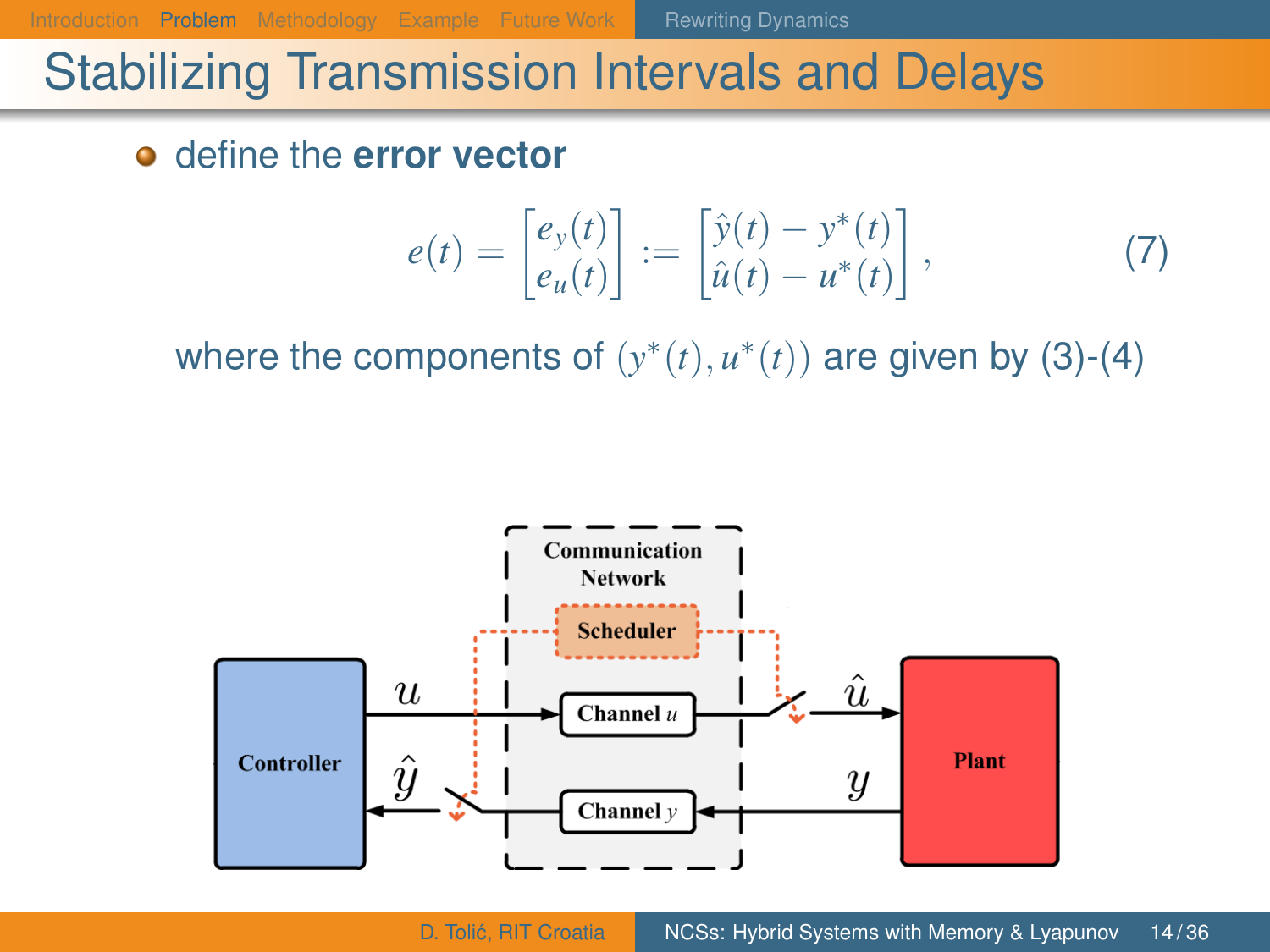# Stabilizing Transmission Intervals and Delays

- define the **error vector**

$$e(t) = \begin{bmatrix} e_y(t) \\ e_u(t) \end{bmatrix} := \begin{bmatrix} \hat{y}(t) - y^*(t) \\ \hat{u}(t) - u^*(t) \end{bmatrix}, \tag{7}$$

where the components of $(y^*(t), u^*(t))$ are given by (3)-(4)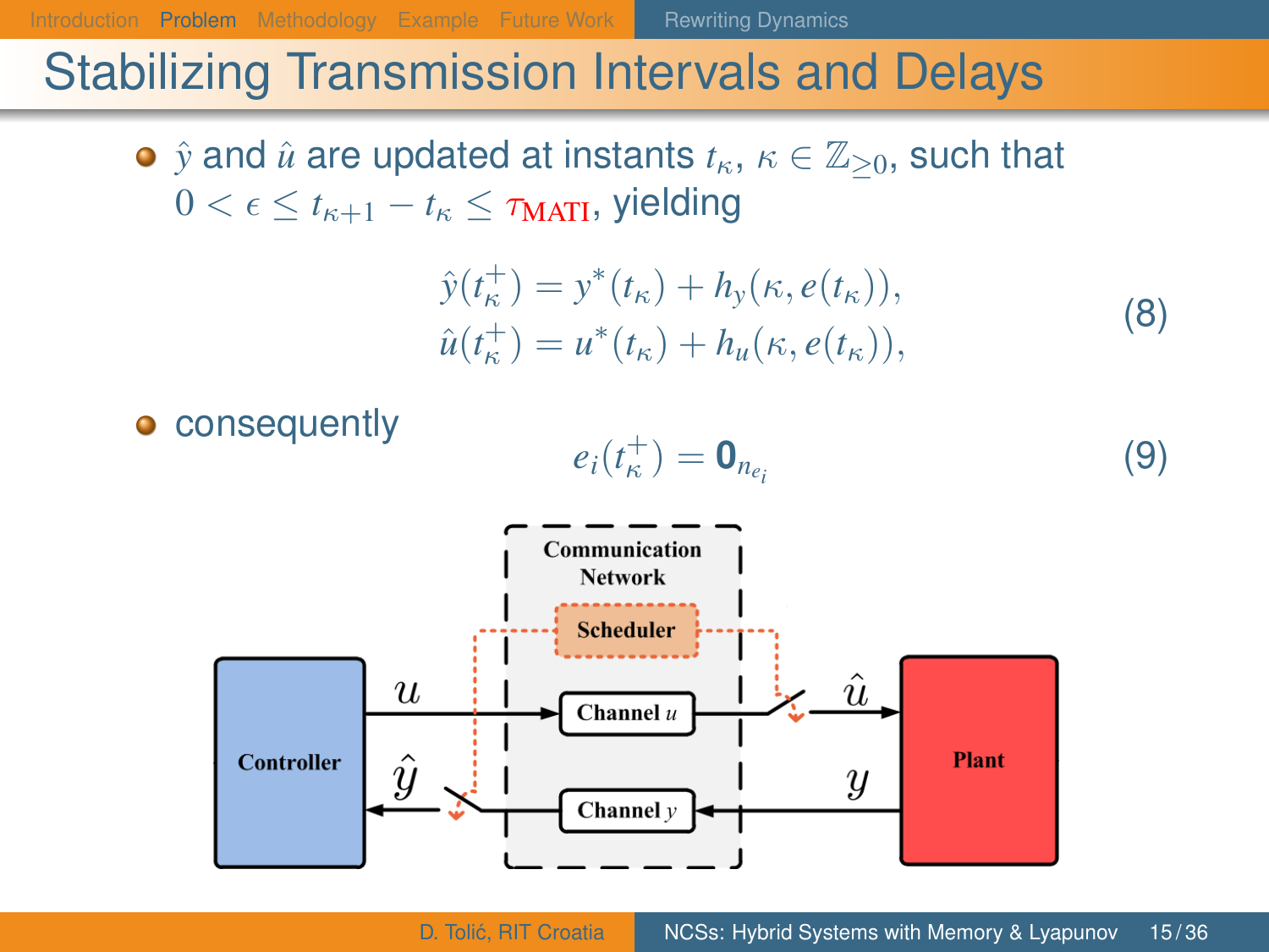# Stabilizing Transmission Intervals and Delays

- $\hat{y}$ and $\hat{u}$ are updated at instants $t_\kappa$, $\kappa \in \mathbb{Z}_{\geq 0}$, such that $0 < \epsilon \leq t_{\kappa+1} - t_\kappa \leq \tau_{\text{MATI}}$, yielding

$$
\begin{aligned}
\hat{y}(t_\kappa^+) &= y^*(t_\kappa) + h_y(\kappa, e(t_\kappa)), \\
\hat{u}(t_\kappa^+) &= u^*(t_\kappa) + h_u(\kappa, e(t_\kappa)),
\end{aligned}
\tag{8}
$$

- consequently

$$
e_i(t_\kappa^+) = \mathbf{0}_{n_{e_i}} \tag{9}
$$

Communication Network

Scheduler

Controller

Channel $u$

Channel $y$

Plant

$u$

$\hat{u}$

$\hat{y}$

$y$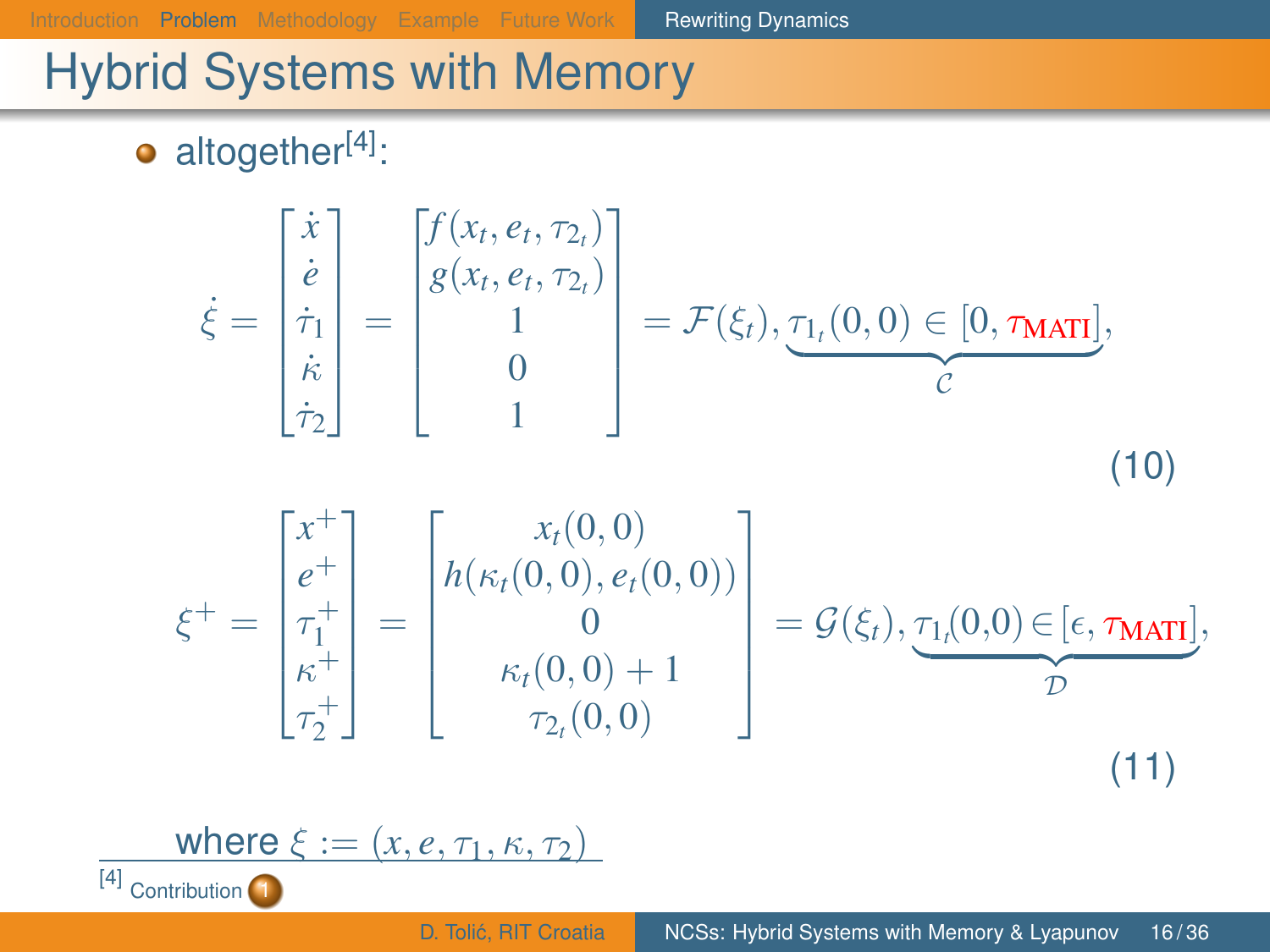# Hybrid Systems with Memory

- altogether[4]:

$$\dot{\xi} = \begin{bmatrix} \dot{x} \\ \dot{e} \\ \dot{\tau}_1 \\ \dot{\kappa} \\ \dot{\tau}_2 \end{bmatrix} = \begin{bmatrix} f(x_t, e_t, \tau_{2_t}) \\ g(x_t, e_t, \tau_{2_t}) \\ 1 \\ 0 \\ 1 \end{bmatrix} = \mathcal{F}(\xi_t), \underbrace{\tau_{1_t}(0,0) \in [0, \tau_{\text{MATI}}]}_{\mathcal{C}}, \tag{10}$$

$$\xi^+ = \begin{bmatrix} x^+ \\ e^+ \\ \tau_1^+ \\ \kappa^+ \\ \tau_2^+ \end{bmatrix} = \begin{bmatrix} x_t(0,0) \\ h(\kappa_t(0,0), e_t(0,0)) \\ 0 \\ \kappa_t(0,0) + 1 \\ \tau_{2_t}(0,0) \end{bmatrix} = \mathcal{G}(\xi_t), \underbrace{\tau_{1_t}(0,0) \in [\epsilon, \tau_{\text{MATI}}]}_{\mathcal{D}}, \tag{11}$$

where $\xi := (x, e, \tau_1, \kappa, \tau_2)$

[4] Contribution 1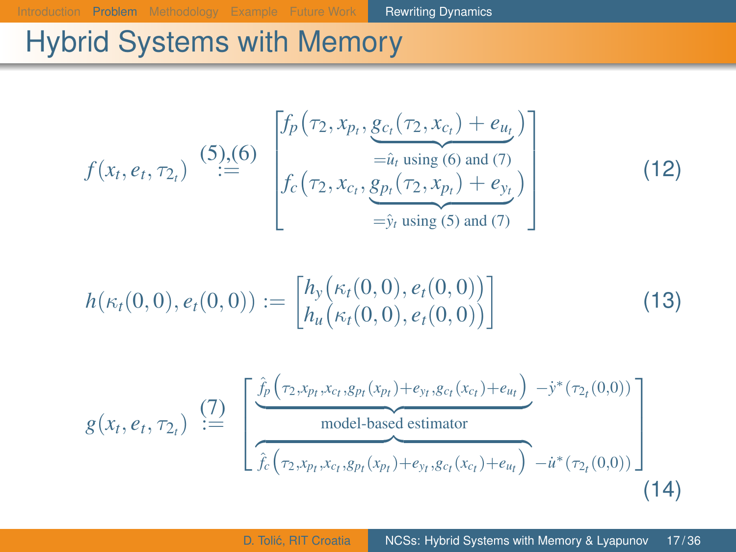# Hybrid Systems with Memory

$$f(x_t, e_t, \tau_{2_t}) \overset{(5),(6)}{:=} \begin{bmatrix} f_p\big(\tau_2, x_{p_t}, \underbrace{g_{c_t}(\tau_2, x_{c_t}) + e_{u_t}}_{=\hat{u}_t \text{ using (6) and (7)}}\big) \\ f_c\big(\tau_2, x_{c_t}, \underbrace{g_{p_t}(\tau_2, x_{p_t}) + e_{y_t}}_{=\hat{y}_t \text{ using (5) and (7)}}\big) \end{bmatrix} \tag{12}$$

$$h(\kappa_t(0,0), e_t(0,0)) := \begin{bmatrix} h_y\big(\kappa_t(0,0), e_t(0,0)\big) \\ h_u\big(\kappa_t(0,0), e_t(0,0)\big) \end{bmatrix} \tag{13}$$

$$g(x_t, e_t, \tau_{2_t}) \overset{(7)}{:=} \begin{bmatrix} \underbrace{\hat{f}_p\big(\tau_2, x_{p_t}, x_{c_t}, g_{p_t}(x_{p_t}) + e_{y_t}, g_{c_t}(x_{c_t}) + e_{u_t}\big)}_{\text{model-based estimator}} - \dot{y}^*(\tau_{2_t}(0,0)) \\ \overbrace{\hat{f}_c\big(\tau_2, x_{p_t}, x_{c_t}, g_{p_t}(x_{p_t}) + e_{y_t}, g_{c_t}(x_{c_t}) + e_{u_t}\big)} - \dot{u}^*(\tau_{2_t}(0,0)) \end{bmatrix} \tag{14}$$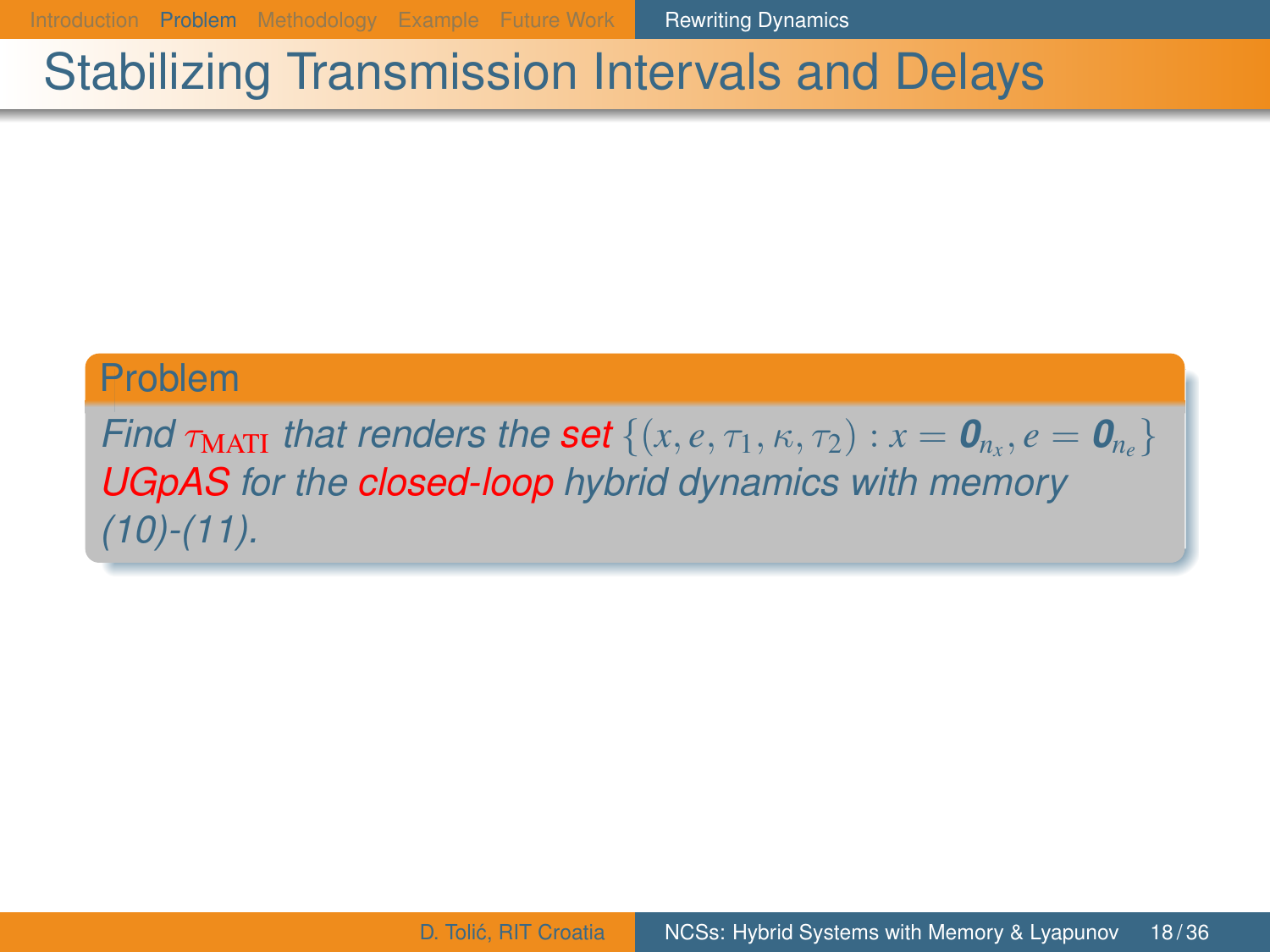# Stabilizing Transmission Intervals and Delays

**Problem**

*Find $\tau_{\text{MATI}}$ that renders the set $\{(x, e, \tau_1, \kappa, \tau_2) : x = \mathbf{0}_{n_x}, e = \mathbf{0}_{n_e}\}$ UGpAS for the closed-loop hybrid dynamics with memory (10)-(11).*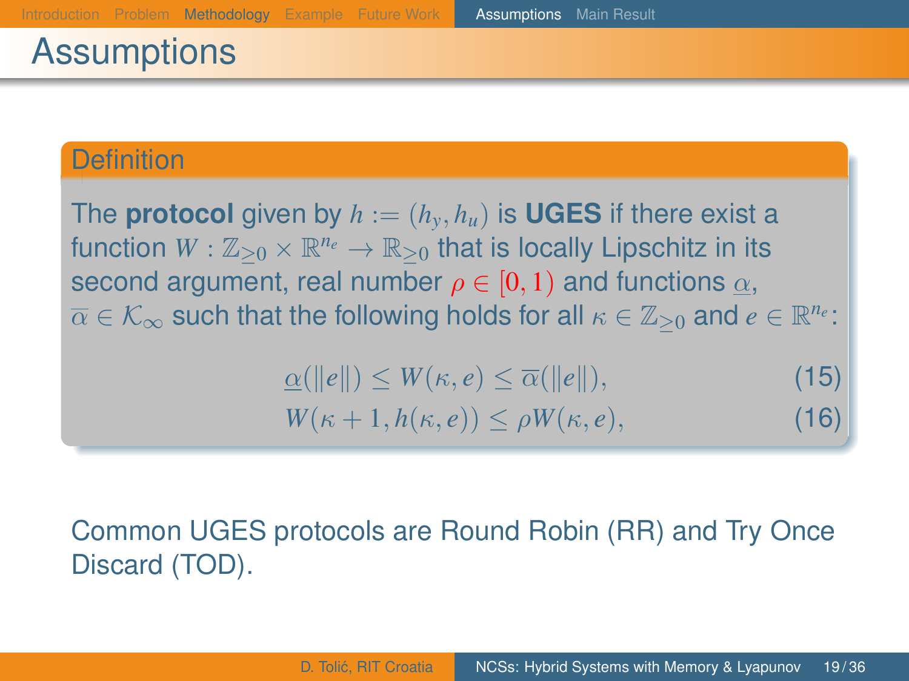# Assumptions

**Definition**

The **protocol** given by $h := (h_y, h_u)$ is **UGES** if there exist a function $W : \mathbb{Z}_{\geq 0} \times \mathbb{R}^{n_e} \to \mathbb{R}_{\geq 0}$ that is locally Lipschitz in its second argument, real number $\rho \in [0, 1)$ and functions $\underline{\alpha}$, $\overline{\alpha} \in \mathcal{K}_\infty$ such that the following holds for all $\kappa \in \mathbb{Z}_{\geq 0}$ and $e \in \mathbb{R}^{n_e}$:

$$\underline{\alpha}(\|e\|) \leq W(\kappa, e) \leq \overline{\alpha}(\|e\|), \tag{15}$$

$$W(\kappa + 1, h(\kappa, e)) \leq \rho W(\kappa, e), \tag{16}$$

Common UGES protocols are Round Robin (RR) and Try Once Discard (TOD).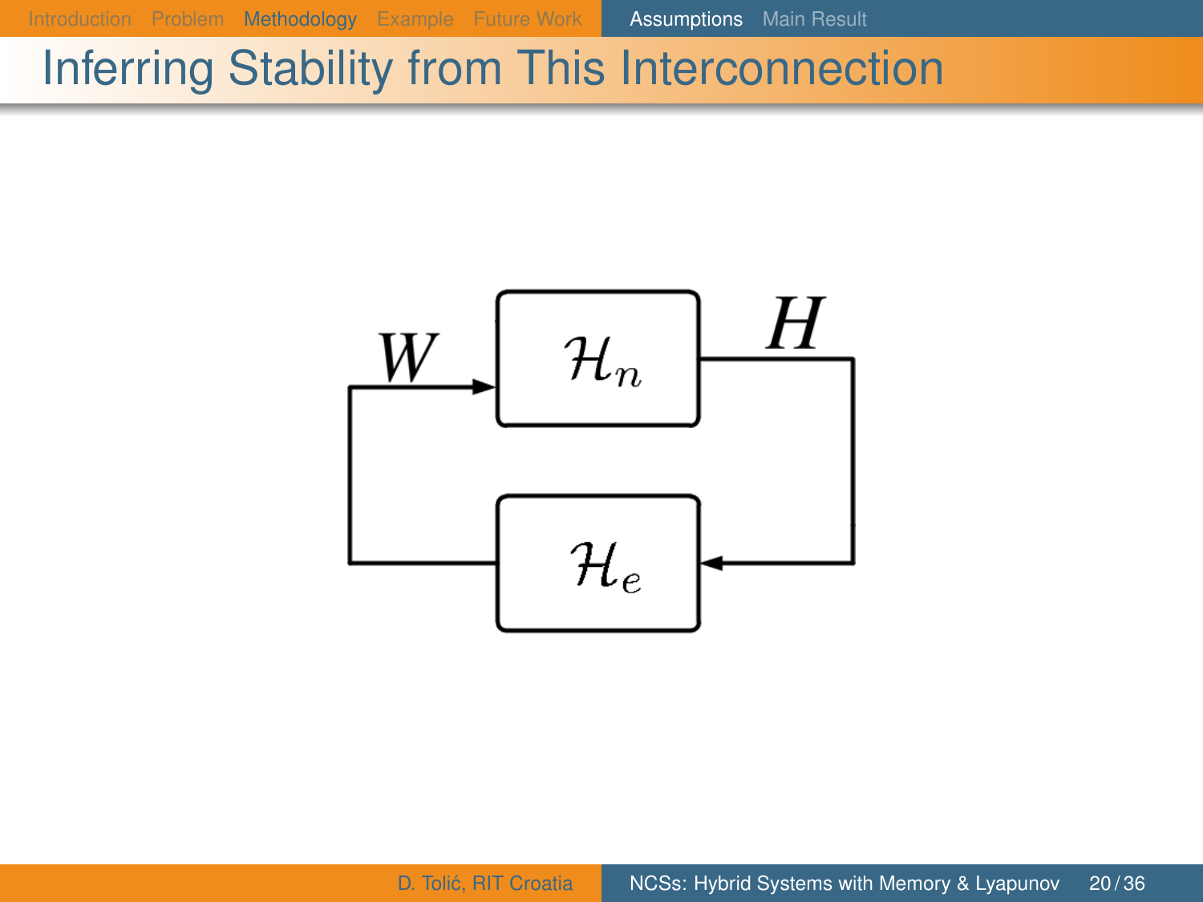# Inferring Stability from This Interconnection

$W$

$\mathcal{H}_n$

$H$

$\mathcal{H}_e$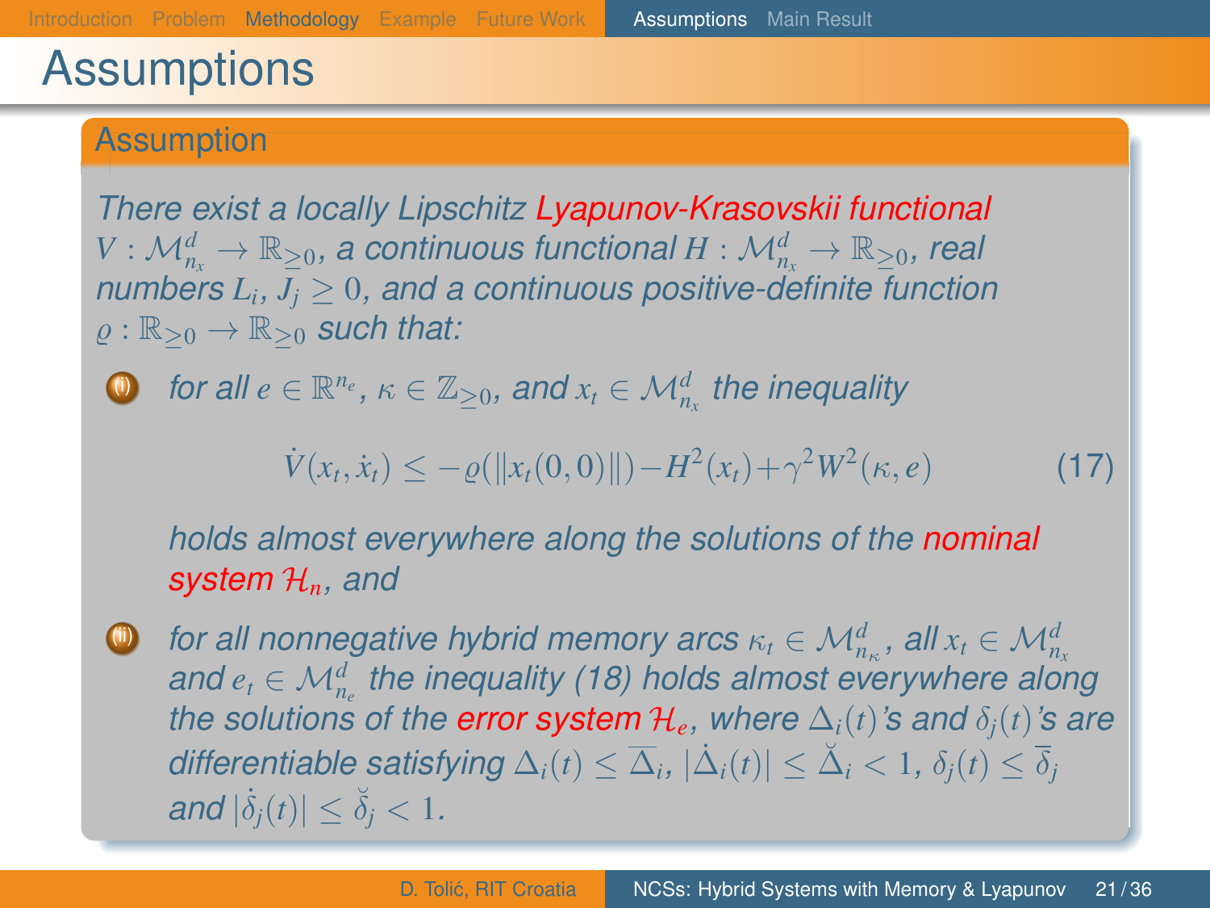# Assumptions

## Assumption

*There exist a locally Lipschitz Lyapunov-Krasovskii functional $V : \mathcal{M}^d_{n_x} \to \mathbb{R}_{\geq 0}$, a continuous functional $H : \mathcal{M}^d_{n_x} \to \mathbb{R}_{\geq 0}$, real numbers $L_i$, $J_j \geq 0$, and a continuous positive-definite function $\varrho : \mathbb{R}_{\geq 0} \to \mathbb{R}_{\geq 0}$ such that:*

1. *for all $e \in \mathbb{R}^{n_e}$, $\kappa \in \mathbb{Z}_{\geq 0}$, and $x_t \in \mathcal{M}^d_{n_x}$ the inequality*

$$\dot{V}(x_t, \dot{x}_t) \leq -\varrho(\|x_t(0,0)\|) - H^2(x_t) + \gamma^2 W^2(\kappa, e) \tag{17}$$

   *holds almost everywhere along the solutions of the nominal system $\mathcal{H}_n$, and*

2. *for all nonnegative hybrid memory arcs $\kappa_t \in \mathcal{M}^d_{n_\kappa}$, all $x_t \in \mathcal{M}^d_{n_x}$ and $e_t \in \mathcal{M}^d_{n_e}$ the inequality (18) holds almost everywhere along the solutions of the error system $\mathcal{H}_e$, where $\Delta_i(t)$'s and $\delta_j(t)$'s are differentiable satisfying $\Delta_i(t) \leq \overline{\Delta}_i$, $|\dot{\Delta}_i(t)| \leq \breve{\Delta}_i < 1$, $\delta_j(t) \leq \overline{\delta}_j$ and $|\dot{\delta}_j(t)| \leq \breve{\delta}_j < 1$.*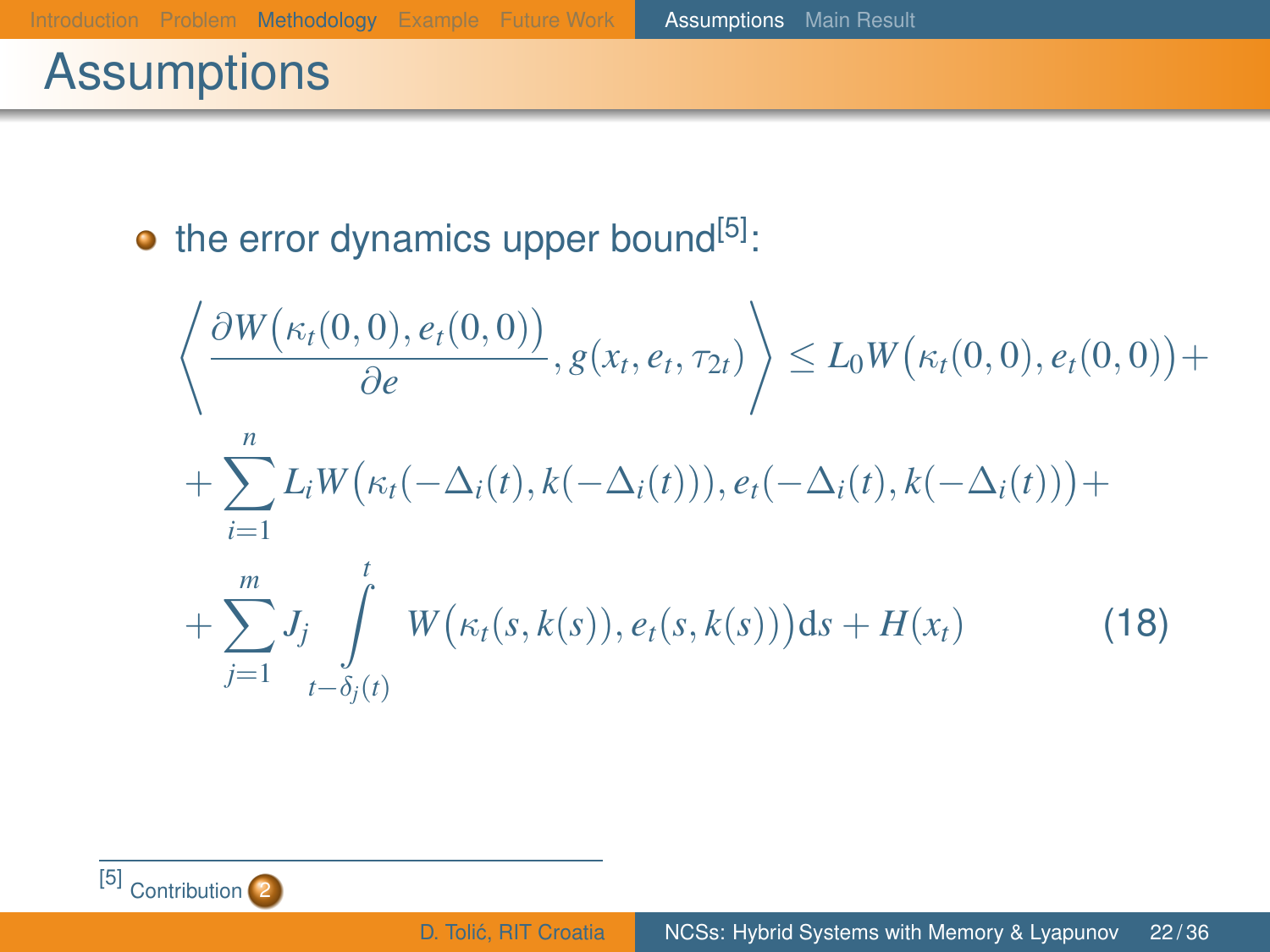# Assumptions

- the error dynamics upper bound[5]:

$$
\begin{aligned}
&\left\langle \frac{\partial W\big(\kappa_t(0,0), e_t(0,0)\big)}{\partial e}, g(x_t, e_t, \tau_{2t}) \right\rangle \leq L_0 W\big(\kappa_t(0,0), e_t(0,0)\big) + \\
&+ \sum_{i=1}^{n} L_i W\big(\kappa_t(-\Delta_i(t), k(-\Delta_i(t))), e_t(-\Delta_i(t), k(-\Delta_i(t))\big) + \\
&+ \sum_{j=1}^{m} J_j \int\limits_{t-\delta_j(t)}^{t} W\big(\kappa_t(s, k(s)), e_t(s, k(s))\big) \mathrm{d}s + H(x_t) \qquad (18)
\end{aligned}
$$

[5] Contribution 2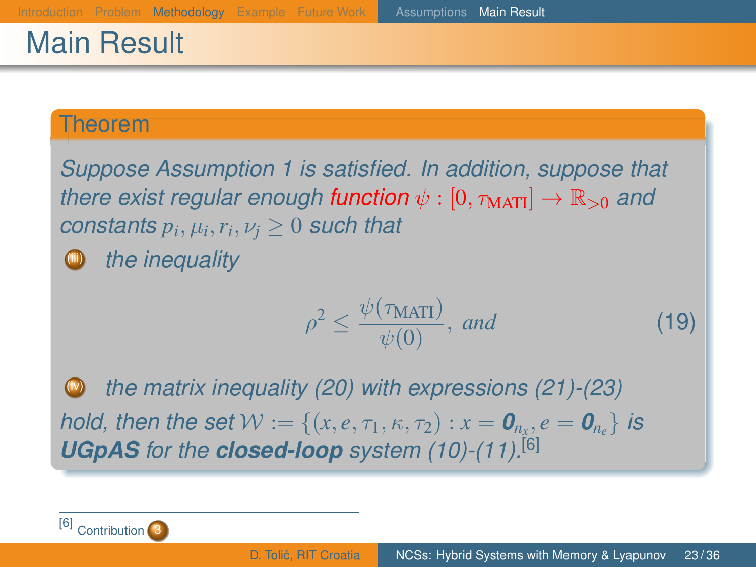# Main Result

### Theorem

*Suppose Assumption 1 is satisfied. In addition, suppose that there exist regular enough* **function** $\psi : [0, \tau_{\text{MATI}}] \to \mathbb{R}_{>0}$ *and constants* $p_i, \mu_i, r_i, \nu_j \geq 0$ *such that*

(iii) *the inequality*

$$\rho^2 \leq \frac{\psi(\tau_{\text{MATI}})}{\psi(0)}, \text{ and} \tag{19}$$

(iv) *the matrix inequality (20) with expressions (21)-(23)*

*hold, then the set* $\mathcal{W} := \{(x, e, \tau_1, \kappa, \tau_2) : x = \mathbf{0}_{n_x}, e = \mathbf{0}_{n_e}\}$ *is* ***UGpAS*** *for the* ***closed-loop*** *system (10)-(11).*[6]

[6] Contribution 3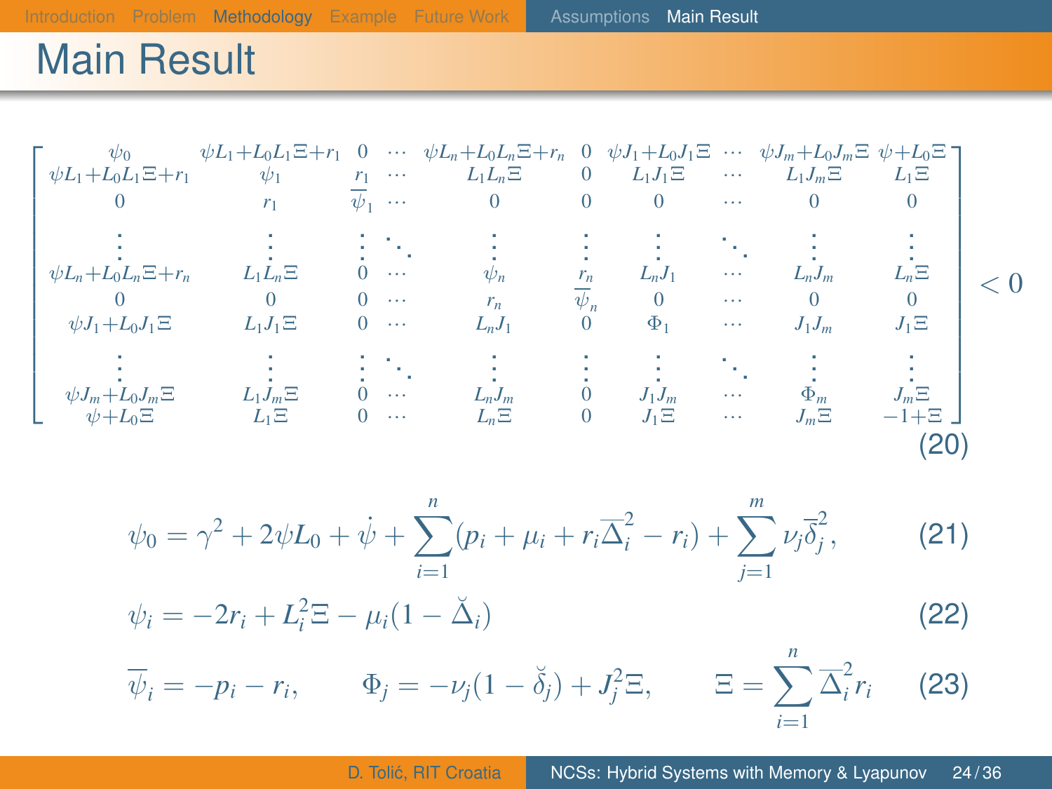# Main Result

$$
\begin{bmatrix}
\psi_0 & \psi L_1 + L_0 L_1 \Xi + r_1 & 0 & \cdots & \psi L_n + L_0 L_n \Xi + r_n & 0 & \psi J_1 + L_0 J_1 \Xi & \cdots & \psi J_m + L_0 J_m \Xi & \psi + L_0 \Xi \\
\psi L_1 + L_0 L_1 \Xi + r_1 & \psi_1 & r_1 & \cdots & L_1 L_n \Xi & 0 & L_1 J_1 \Xi & \cdots & L_1 J_m \Xi & L_1 \Xi \\
0 & r_1 & \overline{\psi}_1 & \cdots & 0 & 0 & 0 & \cdots & 0 & 0 \\
\vdots & \vdots & \vdots & \ddots & \vdots & \vdots & \vdots & \ddots & \vdots & \vdots \\
\psi L_n + L_0 L_n \Xi + r_n & L_1 L_n \Xi & 0 & \cdots & \psi_n & r_n & L_n J_1 & \cdots & L_n J_m & L_n \Xi \\
0 & 0 & 0 & \cdots & r_n & \overline{\psi}_n & 0 & \cdots & 0 & 0 \\
\psi J_1 + L_0 J_1 \Xi & L_1 J_1 \Xi & 0 & \cdots & L_n J_1 & 0 & \Phi_1 & \cdots & J_1 J_m & J_1 \Xi \\
\vdots & \vdots & \vdots & \ddots & \vdots & \vdots & \vdots & \ddots & \vdots & \vdots \\
\psi J_m + L_0 J_m \Xi & L_1 J_m \Xi & 0 & \cdots & L_n J_m & 0 & J_1 J_m & \cdots & \Phi_m & J_m \Xi \\
\psi + L_0 \Xi & L_1 \Xi & 0 & \cdots & L_n \Xi & 0 & J_1 \Xi & \cdots & J_m \Xi & -1 + \Xi
\end{bmatrix} < 0 \tag{20}
$$

$$
\psi_0 = \gamma^2 + 2\psi L_0 + \dot{\psi} + \sum_{i=1}^{n} (p_i + \mu_i + r_i \overline{\Delta}_i^2 - r_i) + \sum_{j=1}^{m} \nu_j \overline{\delta}_j^2, \tag{21}
$$

$$
\psi_i = -2r_i + L_i^2 \Xi - \mu_i (1 - \breve{\Delta}_i) \tag{22}
$$

$$
\overline{\psi}_i = -p_i - r_i, \qquad \Phi_j = -\nu_j (1 - \breve{\delta}_j) + J_j^2 \Xi, \qquad \Xi = \sum_{i=1}^{n} \overline{\Delta}_i^2 r_i \tag{23}
$$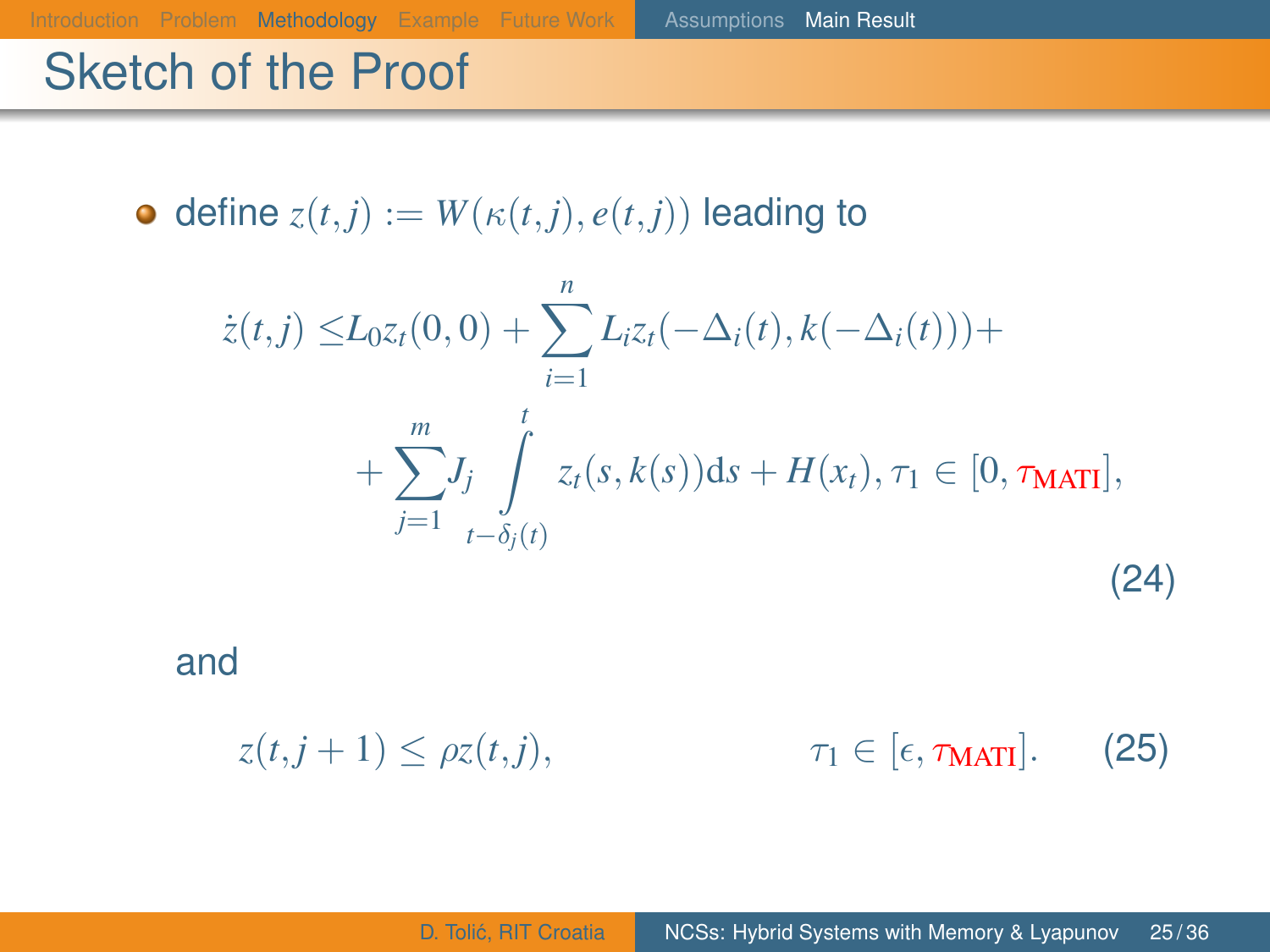# Sketch of the Proof

- define $z(t,j) := W(\kappa(t,j), e(t,j))$ leading to

$$
\begin{aligned}
\dot{z}(t,j) \leq & L_0 z_t(0,0) + \sum_{i=1}^{n} L_i z_t(-\Delta_i(t), k(-\Delta_i(t))) + \\
& + \sum_{j=1}^{m} J_j \int_{t-\delta_j(t)}^{t} z_t(s, k(s)) \mathrm{d}s + H(x_t), \tau_1 \in [0, \tau_{\text{MATI}}],
\end{aligned}
\tag{24}
$$

and

$$
z(t, j+1) \leq \rho z(t,j), \qquad \tau_1 \in [\epsilon, \tau_{\text{MATI}}]. \tag{25}
$$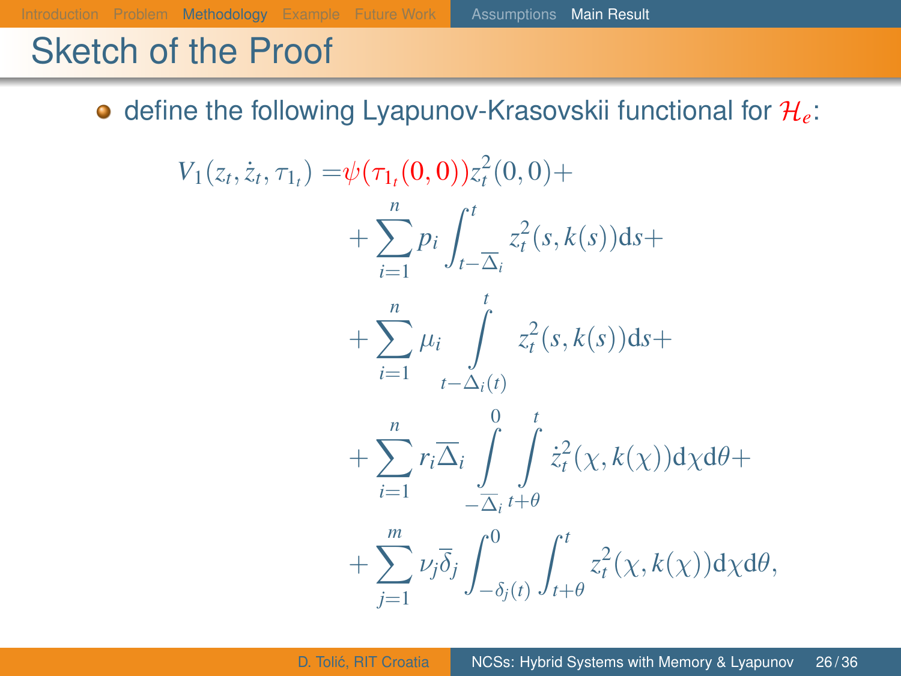## Sketch of the Proof

- define the following Lyapunov-Krasovskii functional for $\mathcal{H}_e$:

$$
\begin{aligned}
V_1(z_t, \dot{z}_t, \tau_{1_t}) = & \psi(\tau_{1_t}(0,0)) z_t^2(0,0) + \\
& + \sum_{i=1}^{n} p_i \int_{t-\overline{\Delta}_i}^{t} z_t^2(s, k(s)) \mathrm{d}s + \\
& + \sum_{i=1}^{n} \mu_i \int_{t-\Delta_i(t)}^{t} z_t^2(s, k(s)) \mathrm{d}s + \\
& + \sum_{i=1}^{n} r_i \overline{\Delta}_i \int_{-\overline{\Delta}_i}^{0} \int_{t+\theta}^{t} \dot{z}_t^2(\chi, k(\chi)) \mathrm{d}\chi \mathrm{d}\theta + \\
& + \sum_{j=1}^{m} \nu_j \overline{\delta}_j \int_{-\delta_j(t)}^{0} \int_{t+\theta}^{t} z_t^2(\chi, k(\chi)) \mathrm{d}\chi \mathrm{d}\theta,
\end{aligned}
$$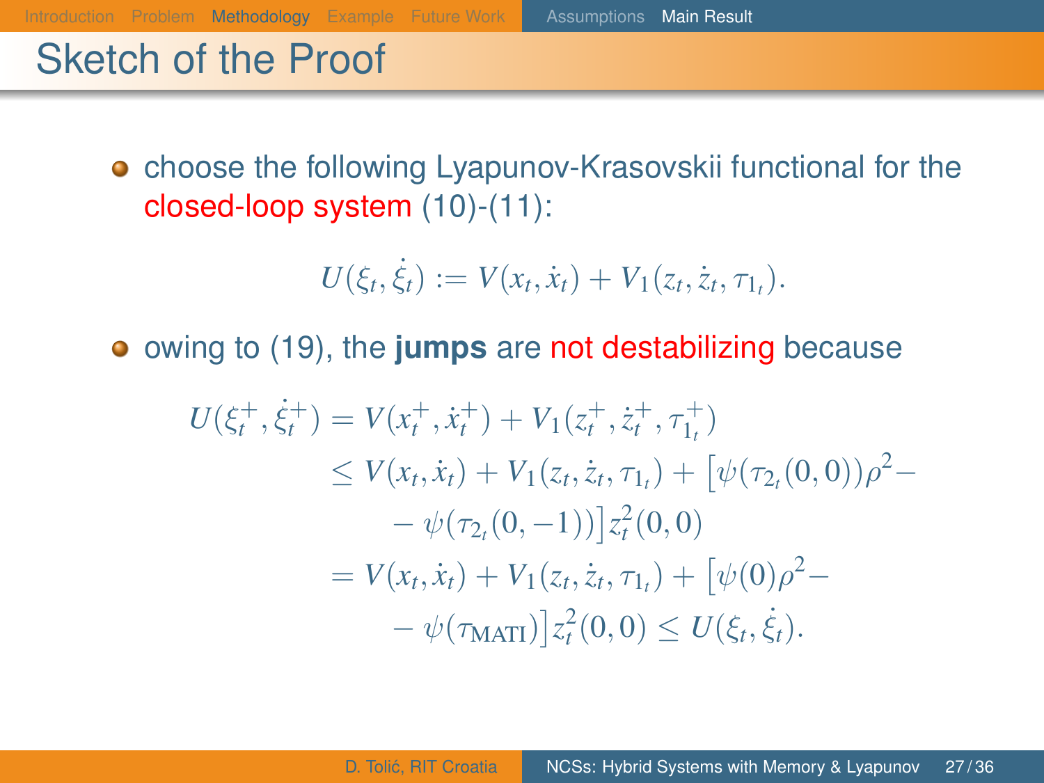# Sketch of the Proof

- choose the following Lyapunov-Krasovskii functional for the closed-loop system (10)-(11):

$$U(\xi_t, \dot{\xi}_t) := V(x_t, \dot{x}_t) + V_1(z_t, \dot{z}_t, \tau_{1_t}).$$

- owing to (19), the **jumps** are not destabilizing because

$$\begin{aligned}
U(\xi_t^+, \dot{\xi}_t^+) &= V(x_t^+, \dot{x}_t^+) + V_1(z_t^+, \dot{z}_t^+, \tau_{1_t}^+) \\
&\leq V(x_t, \dot{x}_t) + V_1(z_t, \dot{z}_t, \tau_{1_t}) + \big[\psi(\tau_{2_t}(0,0))\rho^2 - \\
&\quad - \psi(\tau_{2_t}(0,-1))\big] z_t^2(0,0) \\
&= V(x_t, \dot{x}_t) + V_1(z_t, \dot{z}_t, \tau_{1_t}) + \big[\psi(0)\rho^2 - \\
&\quad - \psi(\tau_{\text{MATI}})\big] z_t^2(0,0) \leq U(\xi_t, \dot{\xi}_t).
\end{aligned}$$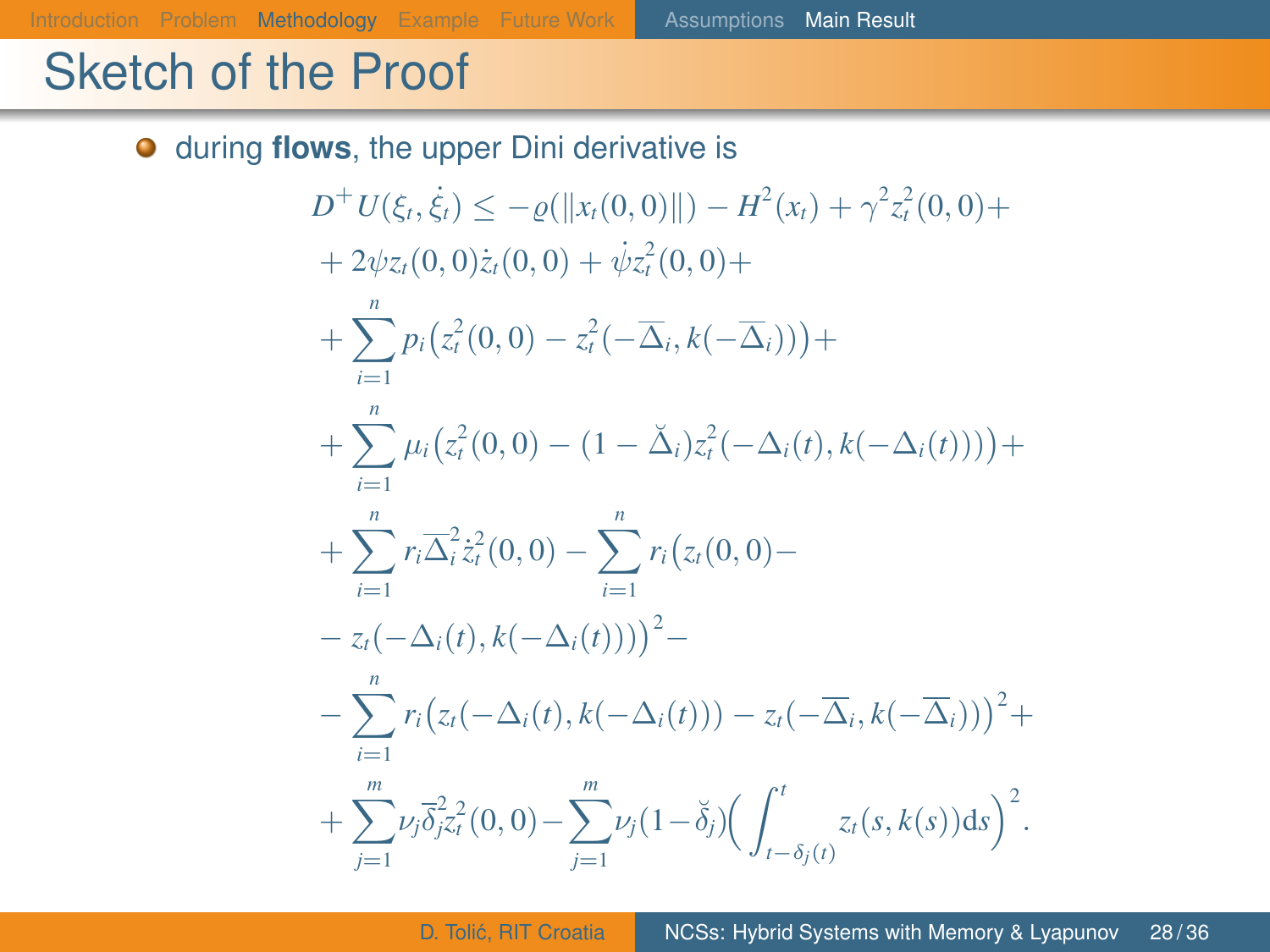## Sketch of the Proof

- during **flows**, the upper Dini derivative is

$$
\begin{aligned}
D^+U(\xi_t,\dot{\xi}_t) \le & -\varrho(\|x_t(0,0)\|) - H^2(x_t) + \gamma^2 z_t^2(0,0) + \\
& + 2\psi z_t(0,0)\dot{z}_t(0,0) + \dot{\psi} z_t^2(0,0) + \\
& + \sum_{i=1}^{n} p_i\big(z_t^2(0,0) - z_t^2(-\overline{\Delta}_i, k(-\overline{\Delta}_i))\big) + \\
& + \sum_{i=1}^{n} \mu_i\big(z_t^2(0,0) - (1-\breve{\Delta}_i) z_t^2(-\Delta_i(t), k(-\Delta_i(t)))\big) + \\
& + \sum_{i=1}^{n} r_i \overline{\Delta}_i^2 \dot{z}_t^2(0,0) - \sum_{i=1}^{n} r_i\big(z_t(0,0) - \\
& - z_t(-\Delta_i(t), k(-\Delta_i(t)))\big)^2 - \\
& - \sum_{i=1}^{n} r_i\big(z_t(-\Delta_i(t), k(-\Delta_i(t))) - z_t(-\overline{\Delta}_i, k(-\overline{\Delta}_i))\big)^2 + \\
& + \sum_{j=1}^{m} \nu_j \overline{\delta}_j^2 z_t^2(0,0) - \sum_{j=1}^{m} \nu_j (1-\breve{\delta}_j)\Big(\int_{t-\delta_j(t)}^{t} z_t(s,k(s))\mathrm{d}s\Big)^2.
\end{aligned}
$$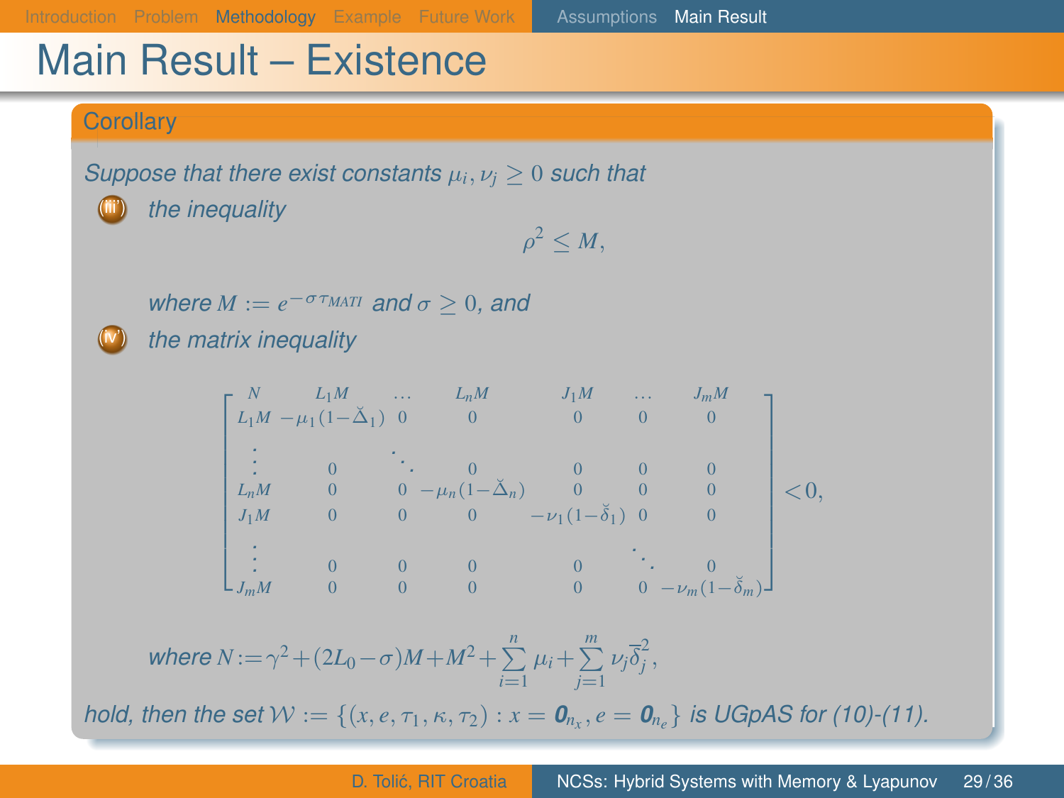# Main Result – Existence

**Corollary**

*Suppose that there exist constants $\mu_i, \nu_j \geq 0$ such that*

(iii') *the inequality*

$$\rho^2 \leq M,$$

*where $M := e^{-\sigma \tau_{MATI}}$ and $\sigma \geq 0$, and*

(iv') *the matrix inequality*

$$\begin{bmatrix} N & L_1 M & \dots & L_n M & J_1 M & \dots & J_m M \\ L_1 M & -\mu_1(1-\breve{\Delta}_1) & 0 & 0 & 0 & 0 & 0 \\ \vdots & 0 & \ddots & 0 & 0 & 0 & 0 \\ L_n M & 0 & 0 & -\mu_n(1-\breve{\Delta}_n) & 0 & 0 & 0 \\ J_1 M & 0 & 0 & 0 & -\nu_1(1-\breve{\delta}_1) & 0 & 0 \\ \vdots & 0 & 0 & 0 & 0 & \ddots & 0 \\ J_m M & 0 & 0 & 0 & 0 & 0 & -\nu_m(1-\breve{\delta}_m) \end{bmatrix} < 0,$$

*where $N := \gamma^2 + (2L_0 - \sigma)M + M^2 + \sum_{i=1}^{n} \mu_i + \sum_{j=1}^{m} \nu_j \bar{\delta}_j^2$,*

*hold, then the set $\mathcal{W} := \{(x, e, \tau_1, \kappa, \tau_2) : x = \mathbf{0}_{n_x}, e = \mathbf{0}_{n_e}\}$ is UGpAS for (10)-(11).*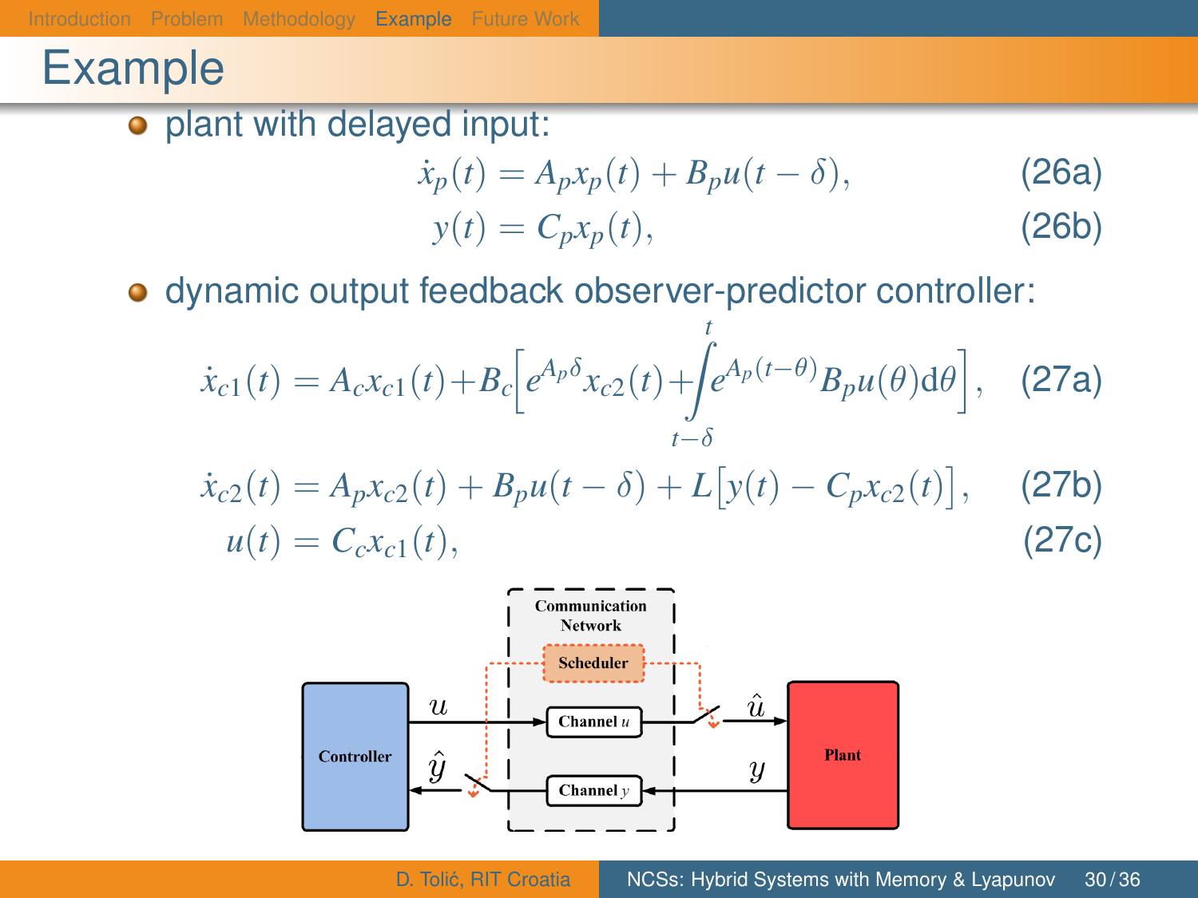# Example

- plant with delayed input:

$$\dot{x}_p(t) = A_p x_p(t) + B_p u(t-\delta), \tag{26a}$$

$$y(t) = C_p x_p(t), \tag{26b}$$

- dynamic output feedback observer-predictor controller:

$$\dot{x}_{c1}(t) = A_c x_{c1}(t) + B_c\Big[e^{A_p\delta}x_{c2}(t) + \int_{t-\delta}^{t} e^{A_p(t-\theta)}B_p u(\theta)\mathrm{d}\theta\Big], \tag{27a}$$

$$\dot{x}_{c2}(t) = A_p x_{c2}(t) + B_p u(t-\delta) + L\big[y(t) - C_p x_{c2}(t)\big], \tag{27b}$$

$$u(t) = C_c x_{c1}(t), \tag{27c}$$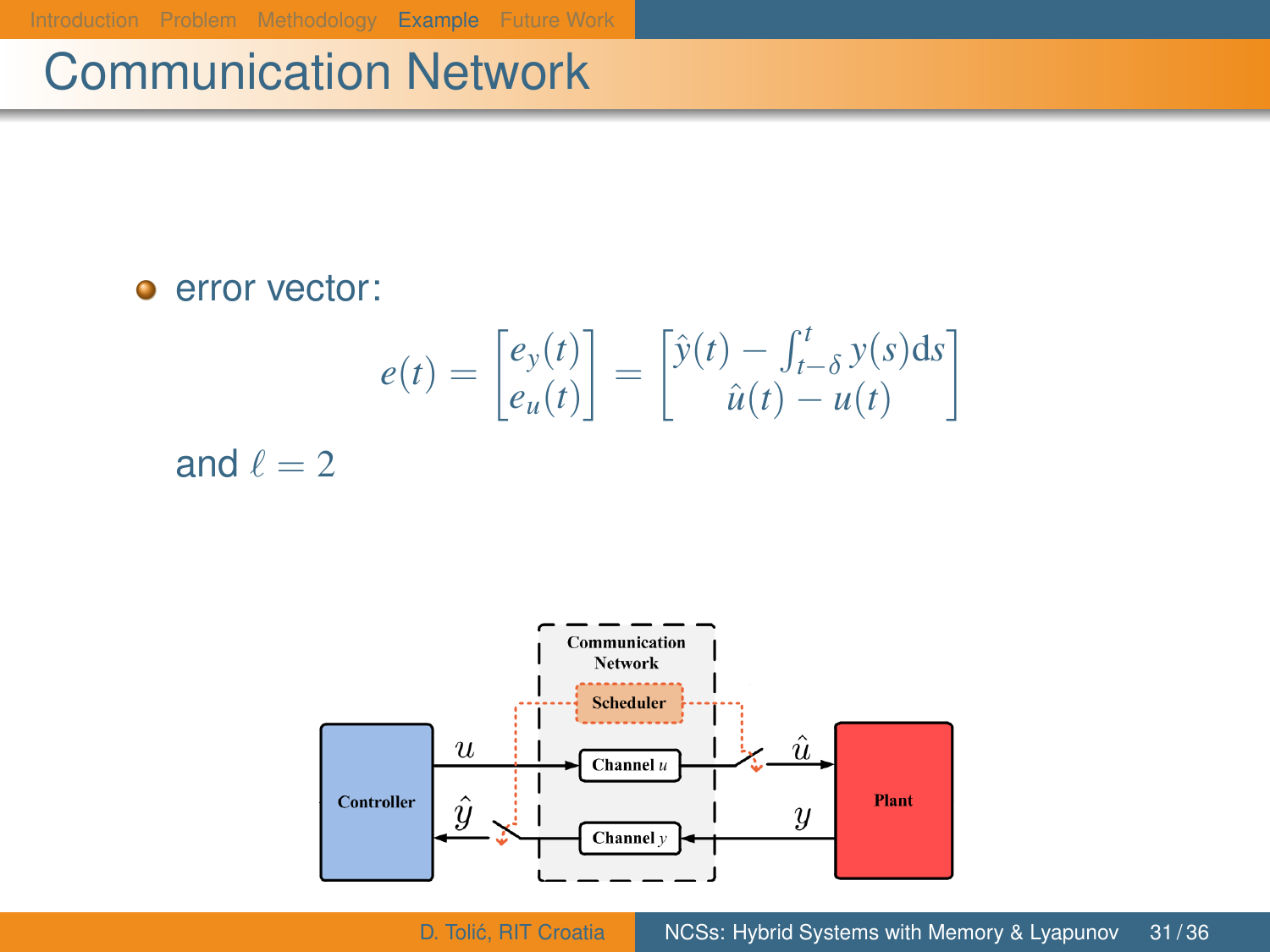# Communication Network

- error vector:

$$e(t) = \begin{bmatrix} e_y(t) \\ e_u(t) \end{bmatrix} = \begin{bmatrix} \hat{y}(t) - \int_{t-\delta}^{t} y(s)\mathrm{d}s \\ \hat{u}(t) - u(t) \end{bmatrix}$$

and $\ell = 2$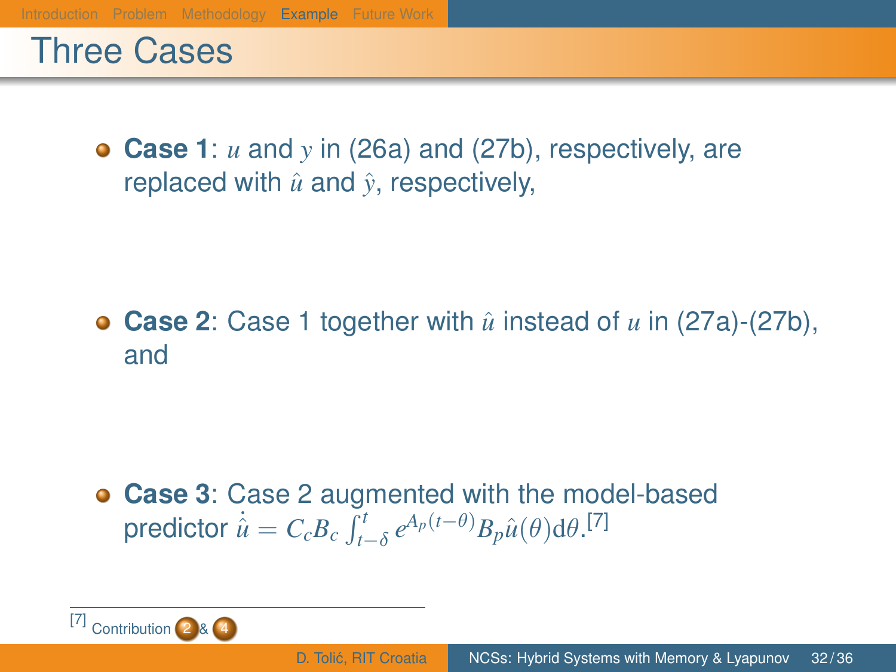# Three Cases

- **Case 1**: $u$ and $y$ in (26a) and (27b), respectively, are replaced with $\hat{u}$ and $\hat{y}$, respectively,

- **Case 2**: Case 1 together with $\hat{u}$ instead of $u$ in (27a)-(27b), and

- **Case 3**: Case 2 augmented with the model-based predictor $\dot{\hat{u}} = C_c B_c \int_{t-\delta}^{t} e^{A_p(t-\theta)} B_p \hat{u}(\theta) \mathrm{d}\theta$.[7]

---

[7] Contribution 2 & 4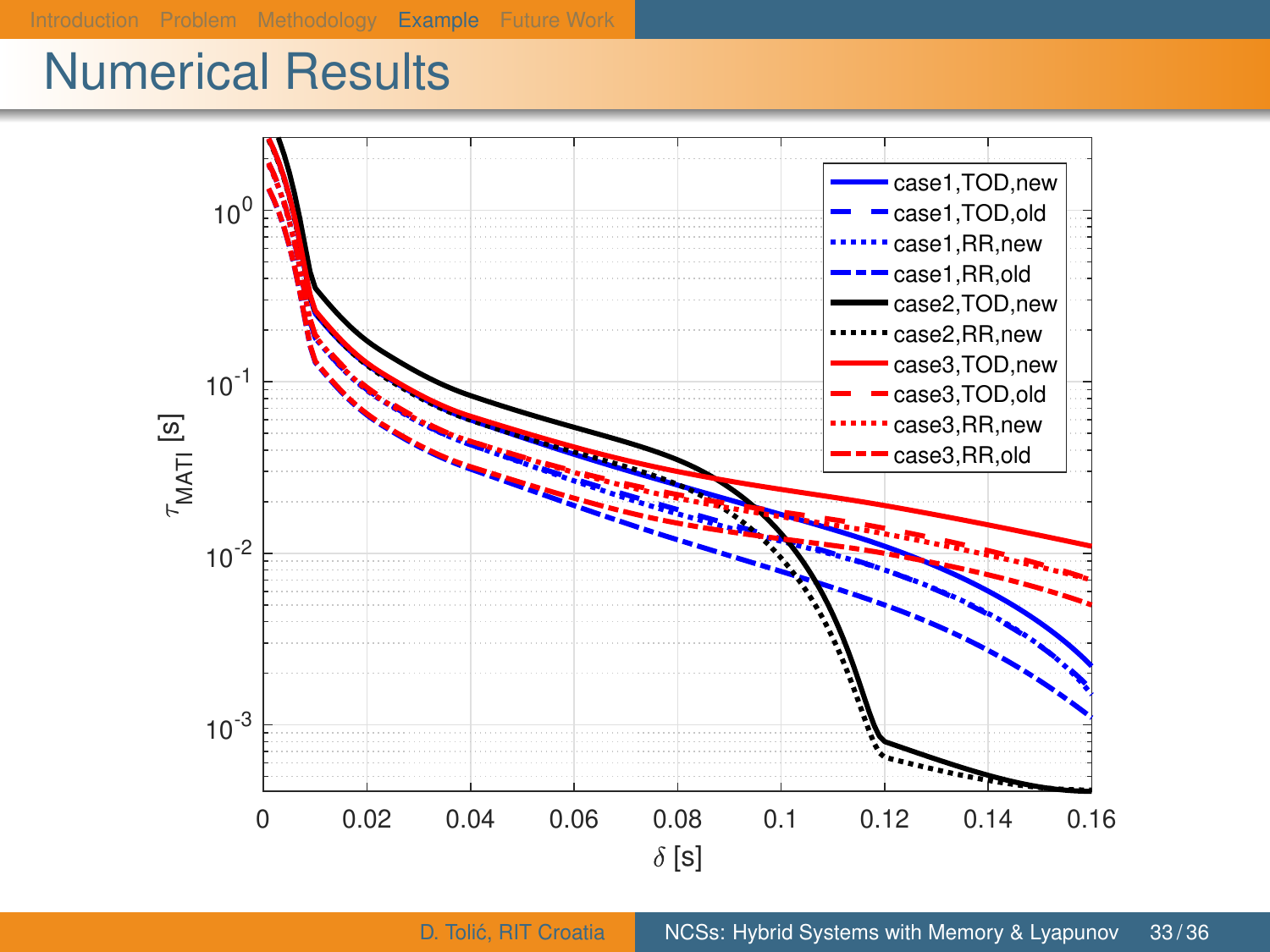# Numerical Results

| Legend |
| --- |
| case1,TOD,new |
| case1,TOD,old |
| case1,RR,new |
| case1,RR,old |
| case2,TOD,new |
| case2,RR,new |
| case3,TOD,new |
| case3,TOD,old |
| case3,RR,new |
| case3,RR,old |

$\tau_{MATI}$ [s]

$\delta$ [s]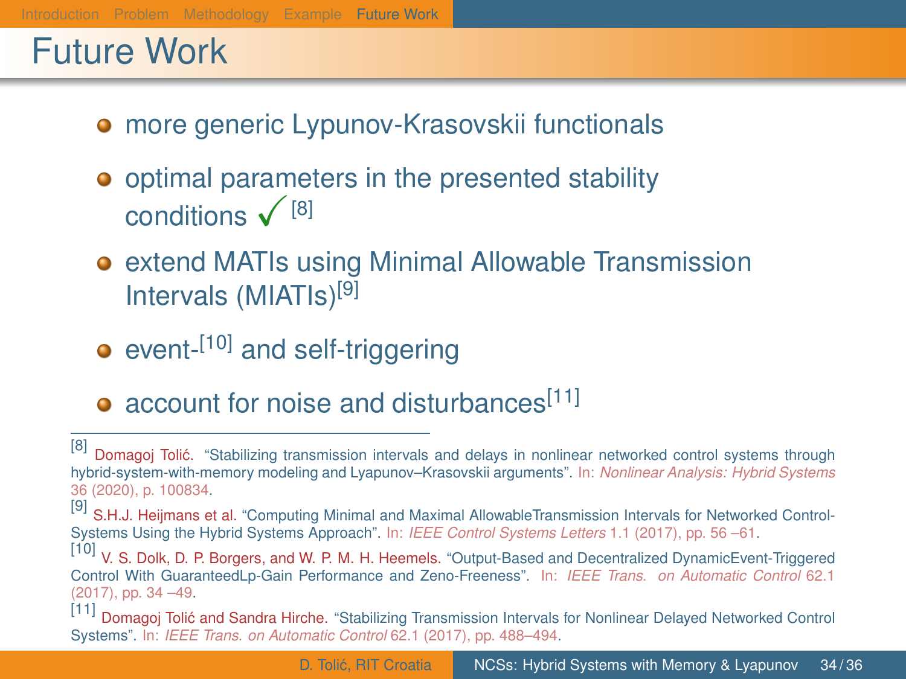# Future Work

- more generic Lypunov-Krasovskii functionals
- optimal parameters in the presented stability conditions ✓[8]
- extend MATIs using Minimal Allowable Transmission Intervals (MIATIs)[9]
- event-[10] and self-triggering
- account for noise and disturbances[11]

---

[8] Domagoj Tolić. "Stabilizing transmission intervals and delays in nonlinear networked control systems through hybrid-system-with-memory modeling and Lyapunov–Krasovskii arguments". In: *Nonlinear Analysis: Hybrid Systems* 36 (2020), p. 100834.

[9] S.H.J. Heijmans et al. "Computing Minimal and Maximal AllowableTransmission Intervals for Networked Control-Systems Using the Hybrid Systems Approach". In: *IEEE Control Systems Letters* 1.1 (2017), pp. 56 –61.

[10] V. S. Dolk, D. P. Borgers, and W. P. M. H. Heemels. "Output-Based and Decentralized DynamicEvent-Triggered Control With GuaranteedLp-Gain Performance and Zeno-Freeness". In: *IEEE Trans. on Automatic Control* 62.1 (2017), pp. 34 –49.

[11] Domagoj Tolić and Sandra Hirche. "Stabilizing Transmission Intervals for Nonlinear Delayed Networked Control Systems". In: *IEEE Trans. on Automatic Control* 62.1 (2017), pp. 488–494.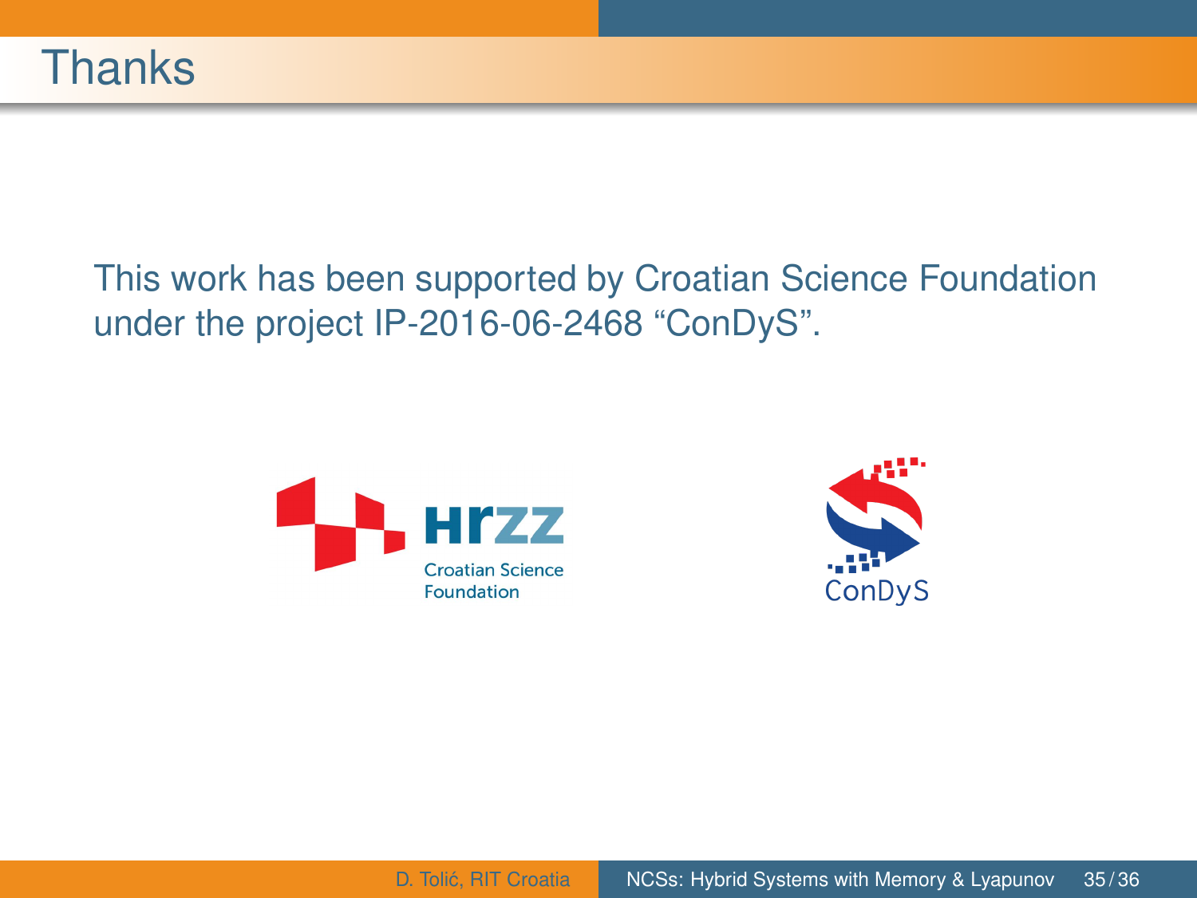# Thanks

This work has been supported by Croatian Science Foundation under the project IP-2016-06-2468 “ConDyS”.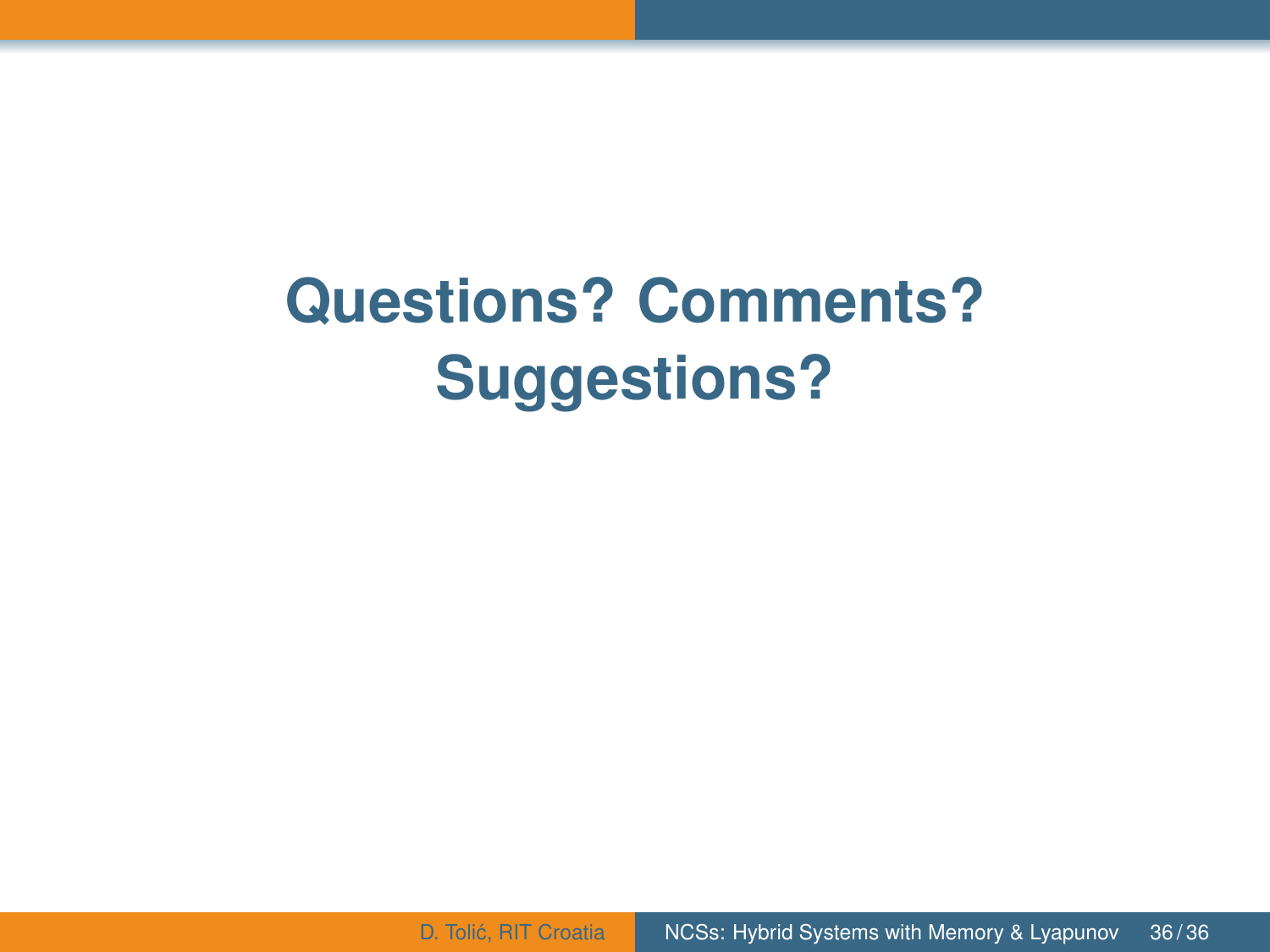# Questions? Comments? Suggestions?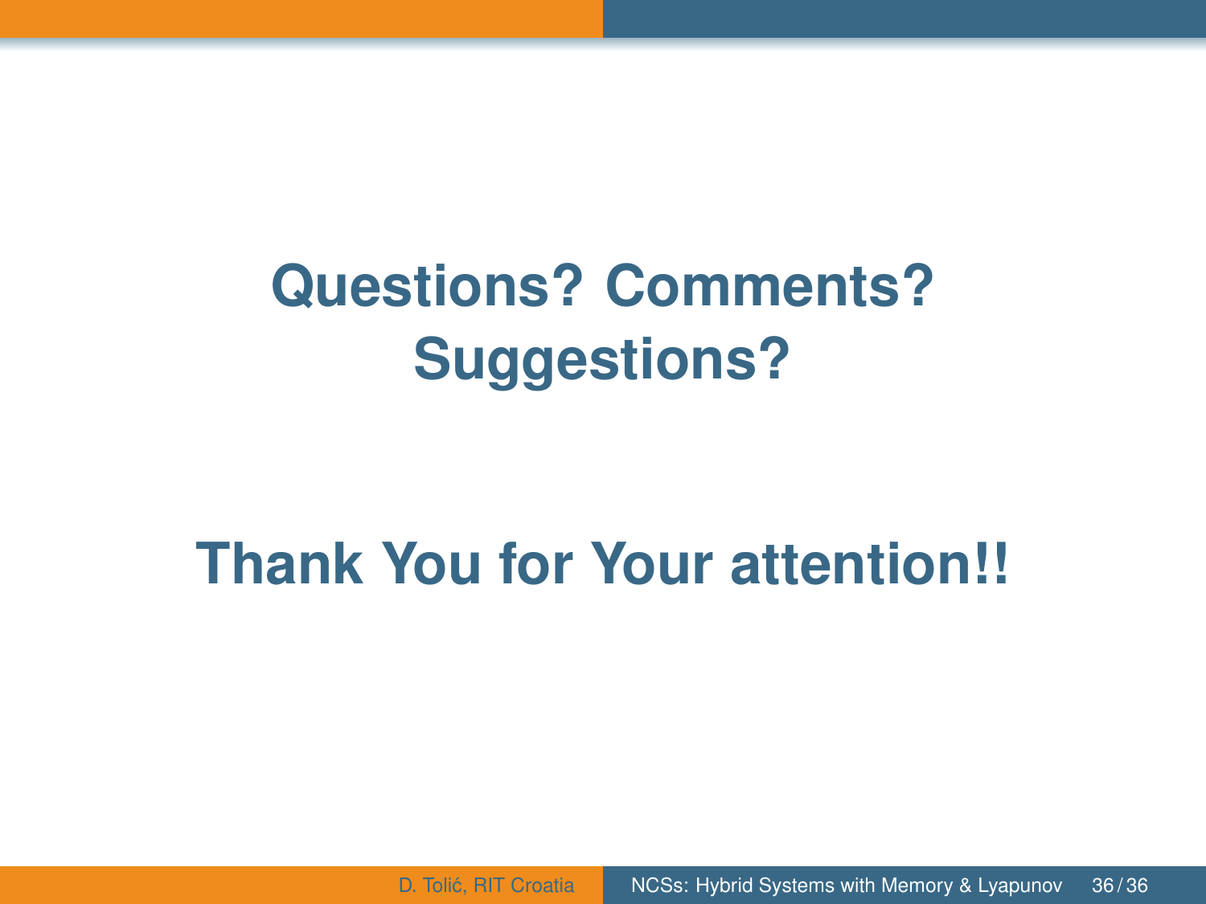**Questions? Comments?**
**Suggestions?**

**Thank You for Your attention!!**